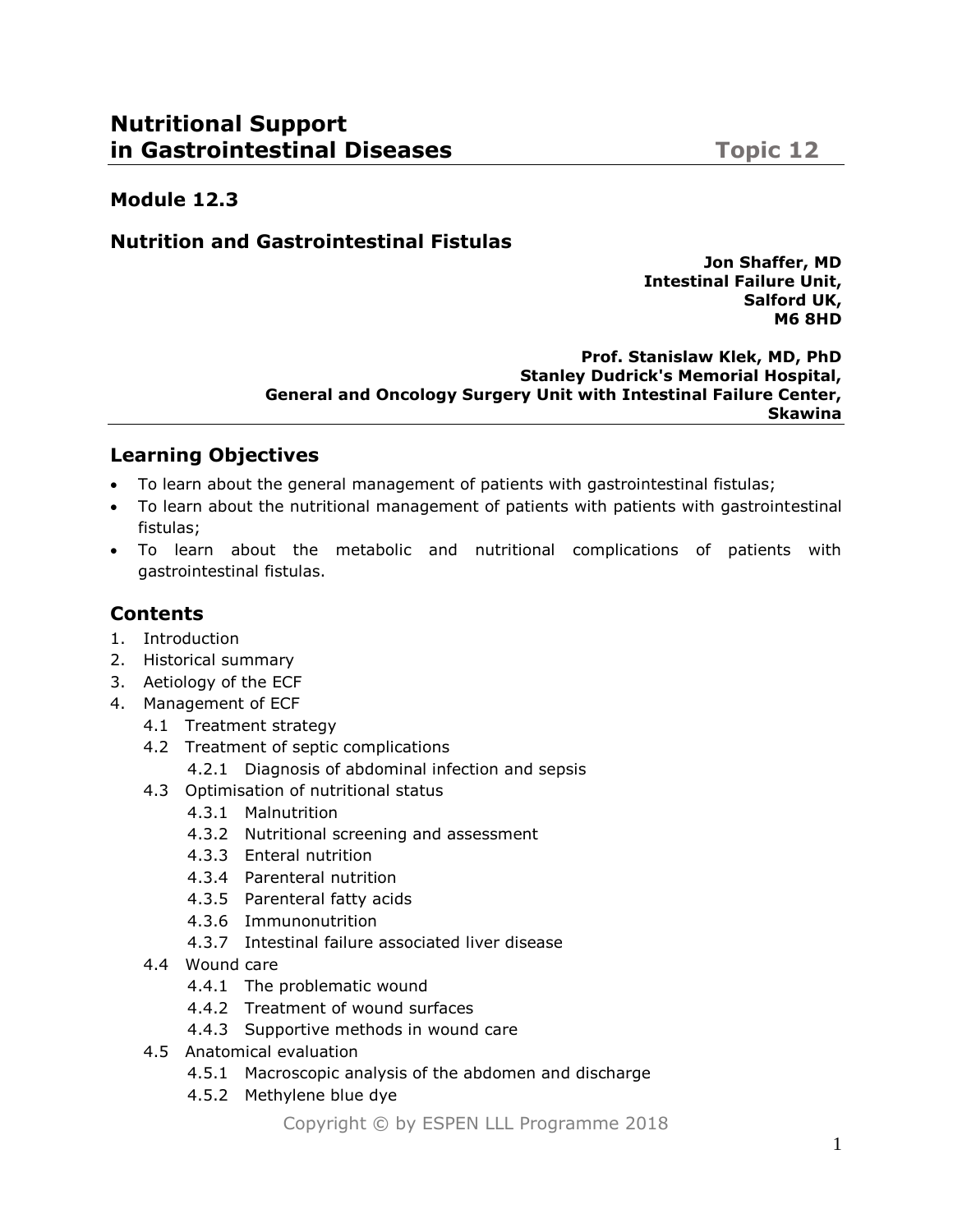# Nutritional Support in Gastrointestinal Diseases

**Topic 12**

## Module 12.3

## Nutrition and Gastrointestinal Fistulas

**Jon Shaffer, MD**
**Intestinal Failure Unit,**
**Salford UK,**
**M6 8HD**

**Prof. Stanislaw Klek, MD, PhD**
**Stanley Dudrick's Memorial Hospital,**
**General and Oncology Surgery Unit with Intestinal Failure Center,**
**Skawina**

## Learning Objectives

- To learn about the general management of patients with gastrointestinal fistulas;
- To learn about the nutritional management of patients with patients with gastrointestinal fistulas;
- To learn about the metabolic and nutritional complications of patients with gastrointestinal fistulas.

## Contents

1. Introduction
2. Historical summary
3. Aetiology of the ECF
4. Management of ECF
    - 4.1 Treatment strategy
    - 4.2 Treatment of septic complications
        - 4.2.1 Diagnosis of abdominal infection and sepsis
    - 4.3 Optimisation of nutritional status
        - 4.3.1 Malnutrition
        - 4.3.2 Nutritional screening and assessment
        - 4.3.3 Enteral nutrition
        - 4.3.4 Parenteral nutrition
        - 4.3.5 Parenteral fatty acids
        - 4.3.6 Immunonutrition
        - 4.3.7 Intestinal failure associated liver disease
    - 4.4 Wound care
        - 4.4.1 The problematic wound
        - 4.4.2 Treatment of wound surfaces
        - 4.4.3 Supportive methods in wound care
    - 4.5 Anatomical evaluation
        - 4.5.1 Macroscopic analysis of the abdomen and discharge
        - 4.5.2 Methylene blue dye

Copyright © by ESPEN LLL Programme 2018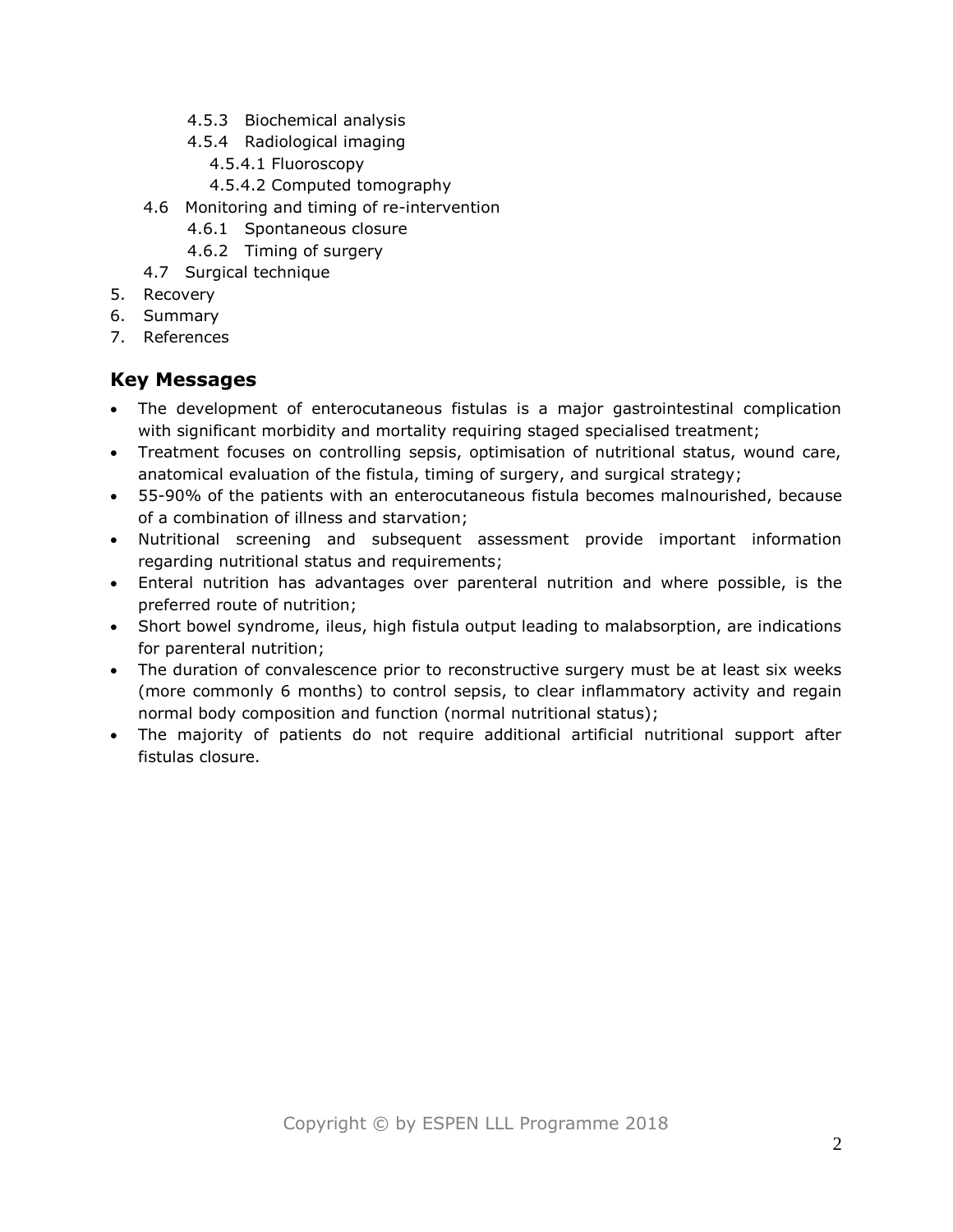- 4.5.3 Biochemical analysis
- 4.5.4 Radiological imaging
  - 4.5.4.1 Fluoroscopy
  - 4.5.4.2 Computed tomography
- 4.6 Monitoring and timing of re-intervention
  - 4.6.1 Spontaneous closure
  - 4.6.2 Timing of surgery
- 4.7 Surgical technique

5. Recovery
6. Summary
7. References

## Key Messages

- The development of enterocutaneous fistulas is a major gastrointestinal complication with significant morbidity and mortality requiring staged specialised treatment;
- Treatment focuses on controlling sepsis, optimisation of nutritional status, wound care, anatomical evaluation of the fistula, timing of surgery, and surgical strategy;
- 55-90% of the patients with an enterocutaneous fistula becomes malnourished, because of a combination of illness and starvation;
- Nutritional screening and subsequent assessment provide important information regarding nutritional status and requirements;
- Enteral nutrition has advantages over parenteral nutrition and where possible, is the preferred route of nutrition;
- Short bowel syndrome, ileus, high fistula output leading to malabsorption, are indications for parenteral nutrition;
- The duration of convalescence prior to reconstructive surgery must be at least six weeks (more commonly 6 months) to control sepsis, to clear inflammatory activity and regain normal body composition and function (normal nutritional status);
- The majority of patients do not require additional artificial nutritional support after fistulas closure.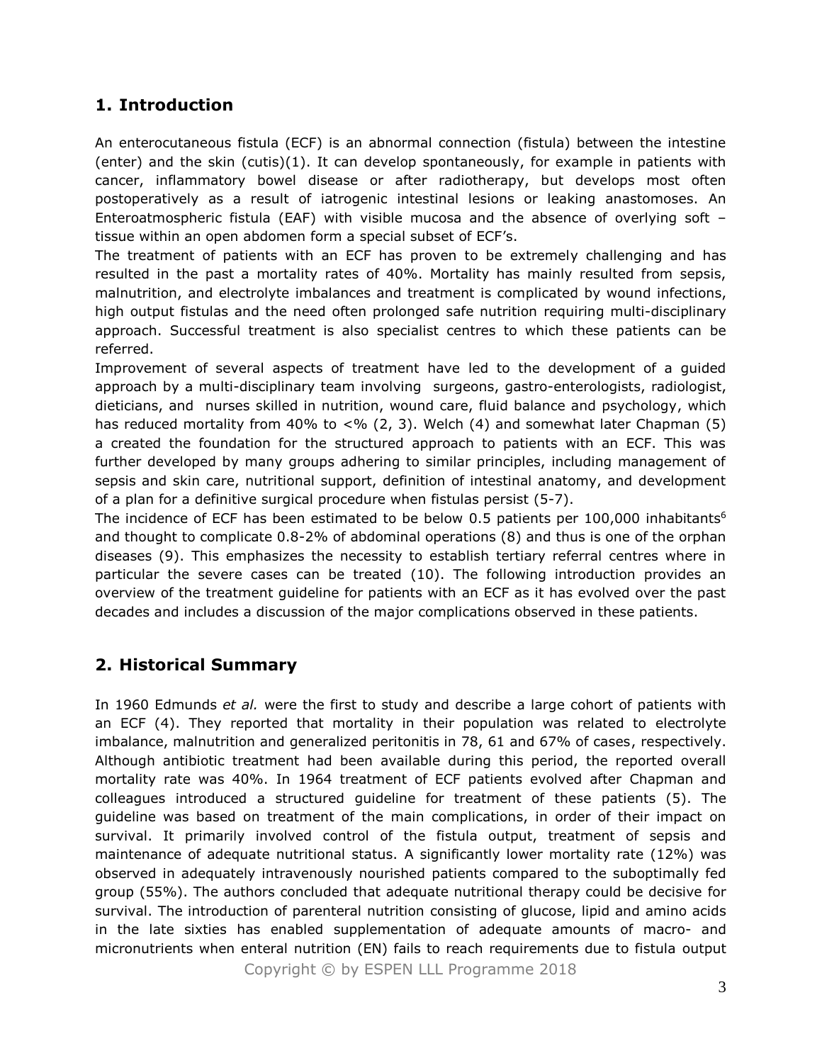## 1. Introduction

An enterocutaneous fistula (ECF) is an abnormal connection (fistula) between the intestine (enter) and the skin (cutis)(1). It can develop spontaneously, for example in patients with cancer, inflammatory bowel disease or after radiotherapy, but develops most often postoperatively as a result of iatrogenic intestinal lesions or leaking anastomoses. An Enteroatmospheric fistula (EAF) with visible mucosa and the absence of overlying soft – tissue within an open abdomen form a special subset of ECF's.

The treatment of patients with an ECF has proven to be extremely challenging and has resulted in the past a mortality rates of 40%. Mortality has mainly resulted from sepsis, malnutrition, and electrolyte imbalances and treatment is complicated by wound infections, high output fistulas and the need often prolonged safe nutrition requiring multi-disciplinary approach. Successful treatment is also specialist centres to which these patients can be referred.

Improvement of several aspects of treatment have led to the development of a guided approach by a multi-disciplinary team involving surgeons, gastro-enterologists, radiologist, dieticians, and nurses skilled in nutrition, wound care, fluid balance and psychology, which has reduced mortality from 40% to <% (2, 3). Welch (4) and somewhat later Chapman (5) a created the foundation for the structured approach to patients with an ECF. This was further developed by many groups adhering to similar principles, including management of sepsis and skin care, nutritional support, definition of intestinal anatomy, and development of a plan for a definitive surgical procedure when fistulas persist (5-7).

The incidence of ECF has been estimated to be below 0.5 patients per 100,000 inhabitants[6] and thought to complicate 0.8-2% of abdominal operations (8) and thus is one of the orphan diseases (9). This emphasizes the necessity to establish tertiary referral centres where in particular the severe cases can be treated (10). The following introduction provides an overview of the treatment guideline for patients with an ECF as it has evolved over the past decades and includes a discussion of the major complications observed in these patients.

## 2. Historical Summary

In 1960 Edmunds *et al.* were the first to study and describe a large cohort of patients with an ECF (4). They reported that mortality in their population was related to electrolyte imbalance, malnutrition and generalized peritonitis in 78, 61 and 67% of cases, respectively. Although antibiotic treatment had been available during this period, the reported overall mortality rate was 40%. In 1964 treatment of ECF patients evolved after Chapman and colleagues introduced a structured guideline for treatment of these patients (5). The guideline was based on treatment of the main complications, in order of their impact on survival. It primarily involved control of the fistula output, treatment of sepsis and maintenance of adequate nutritional status. A significantly lower mortality rate (12%) was observed in adequately intravenously nourished patients compared to the suboptimally fed group (55%). The authors concluded that adequate nutritional therapy could be decisive for survival. The introduction of parenteral nutrition consisting of glucose, lipid and amino acids in the late sixties has enabled supplementation of adequate amounts of macro- and micronutrients when enteral nutrition (EN) fails to reach requirements due to fistula output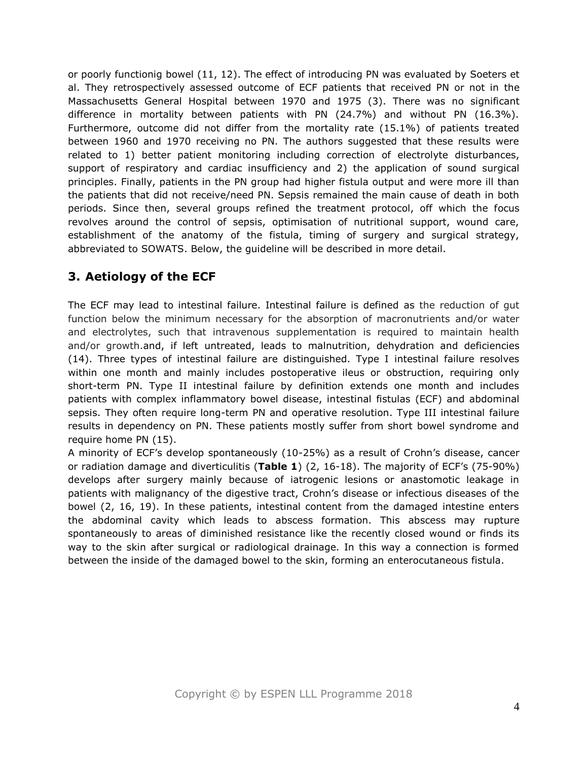or poorly functionig bowel (11, 12). The effect of introducing PN was evaluated by Soeters et al. They retrospectively assessed outcome of ECF patients that received PN or not in the Massachusetts General Hospital between 1970 and 1975 (3). There was no significant difference in mortality between patients with PN (24.7%) and without PN (16.3%). Furthermore, outcome did not differ from the mortality rate (15.1%) of patients treated between 1960 and 1970 receiving no PN. The authors suggested that these results were related to 1) better patient monitoring including correction of electrolyte disturbances, support of respiratory and cardiac insufficiency and 2) the application of sound surgical principles. Finally, patients in the PN group had higher fistula output and were more ill than the patients that did not receive/need PN. Sepsis remained the main cause of death in both periods. Since then, several groups refined the treatment protocol, off which the focus revolves around the control of sepsis, optimisation of nutritional support, wound care, establishment of the anatomy of the fistula, timing of surgery and surgical strategy, abbreviated to SOWATS. Below, the guideline will be described in more detail.

## 3. Aetiology of the ECF

The ECF may lead to intestinal failure. Intestinal failure is defined as the reduction of gut function below the minimum necessary for the absorption of macronutrients and/or water and electrolytes, such that intravenous supplementation is required to maintain health and/or growth.and, if left untreated, leads to malnutrition, dehydration and deficiencies (14). Three types of intestinal failure are distinguished. Type I intestinal failure resolves within one month and mainly includes postoperative ileus or obstruction, requiring only short-term PN. Type II intestinal failure by definition extends one month and includes patients with complex inflammatory bowel disease, intestinal fistulas (ECF) and abdominal sepsis. They often require long-term PN and operative resolution. Type III intestinal failure results in dependency on PN. These patients mostly suffer from short bowel syndrome and require home PN (15).

A minority of ECF's develop spontaneously (10-25%) as a result of Crohn's disease, cancer or radiation damage and diverticulitis (**Table 1**) (2, 16-18). The majority of ECF's (75-90%) develops after surgery mainly because of iatrogenic lesions or anastomotic leakage in patients with malignancy of the digestive tract, Crohn's disease or infectious diseases of the bowel (2, 16, 19). In these patients, intestinal content from the damaged intestine enters the abdominal cavity which leads to abscess formation. This abscess may rupture spontaneously to areas of diminished resistance like the recently closed wound or finds its way to the skin after surgical or radiological drainage. In this way a connection is formed between the inside of the damaged bowel to the skin, forming an enterocutaneous fistula.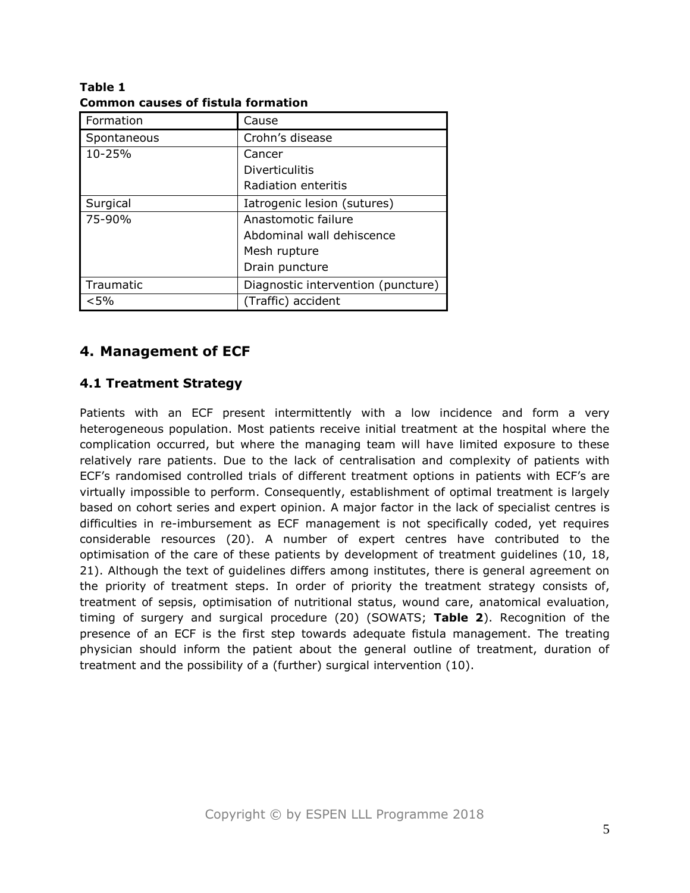**Table 1**
**Common causes of fistula formation**

| Formation | Cause |
|---|---|
| Spontaneous | Crohn's disease |
| 10-25% | Cancer<br>Diverticulitis<br>Radiation enteritis |
| Surgical | Iatrogenic lesion (sutures) |
| 75-90% | Anastomotic failure<br>Abdominal wall dehiscence<br>Mesh rupture<br>Drain puncture |
| Traumatic | Diagnostic intervention (puncture) |
| <5% | (Traffic) accident |

## 4. Management of ECF

### 4.1 Treatment Strategy

Patients with an ECF present intermittently with a low incidence and form a very heterogeneous population. Most patients receive initial treatment at the hospital where the complication occurred, but where the managing team will have limited exposure to these relatively rare patients. Due to the lack of centralisation and complexity of patients with ECF's randomised controlled trials of different treatment options in patients with ECF's are virtually impossible to perform. Consequently, establishment of optimal treatment is largely based on cohort series and expert opinion. A major factor in the lack of specialist centres is difficulties in re-imbursement as ECF management is not specifically coded, yet requires considerable resources (20). A number of expert centres have contributed to the optimisation of the care of these patients by development of treatment guidelines (10, 18, 21). Although the text of guidelines differs among institutes, there is general agreement on the priority of treatment steps. In order of priority the treatment strategy consists of, treatment of sepsis, optimisation of nutritional status, wound care, anatomical evaluation, timing of surgery and surgical procedure (20) (SOWATS; **Table 2**). Recognition of the presence of an ECF is the first step towards adequate fistula management. The treating physician should inform the patient about the general outline of treatment, duration of treatment and the possibility of a (further) surgical intervention (10).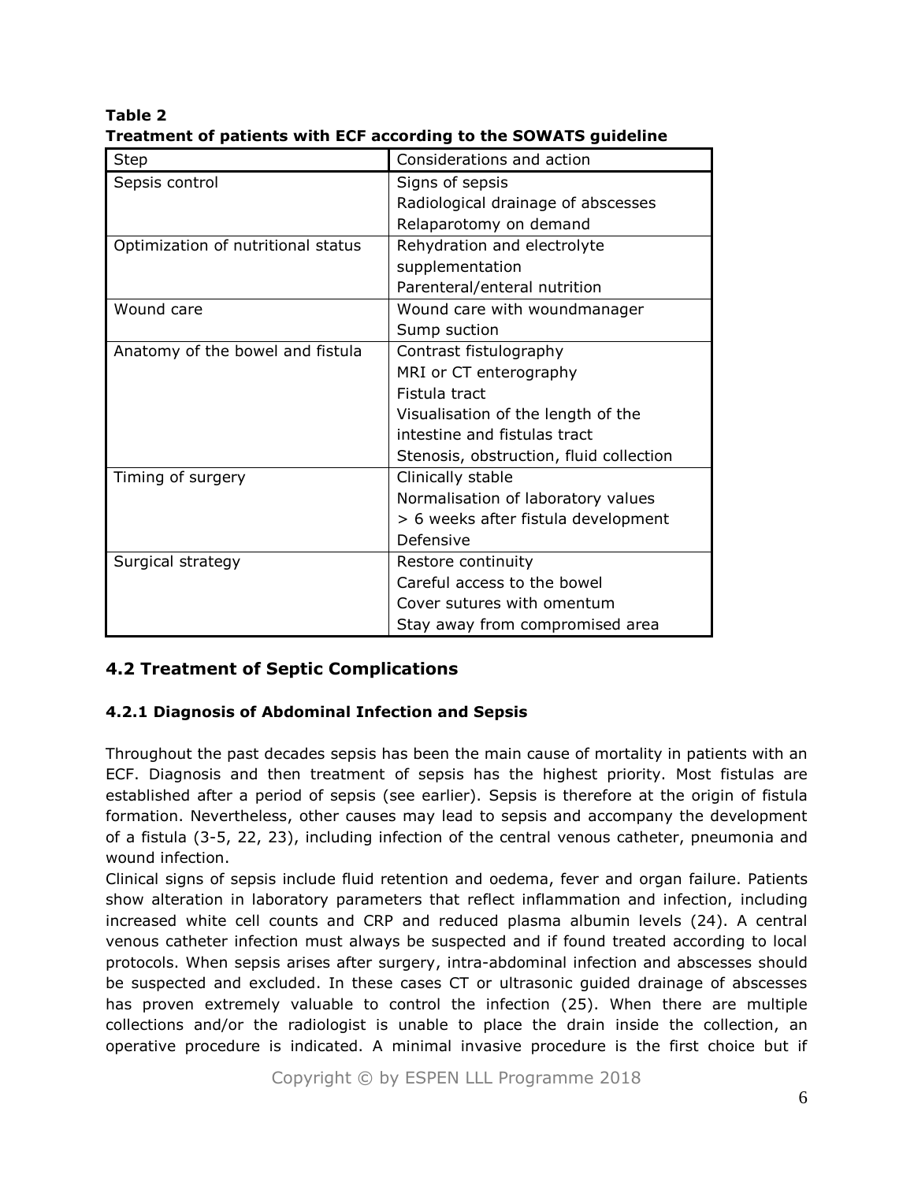**Table 2**
**Treatment of patients with ECF according to the SOWATS guideline**

| Step | Considerations and action |
|---|---|
| Sepsis control | Signs of sepsis<br>Radiological drainage of abscesses<br>Relaparotomy on demand |
| Optimization of nutritional status | Rehydration and electrolyte supplementation<br>Parenteral/enteral nutrition |
| Wound care | Wound care with woundmanager<br>Sump suction |
| Anatomy of the bowel and fistula | Contrast fistulography<br>MRI or CT enterography<br>Fistula tract<br>Visualisation of the length of the intestine and fistulas tract<br>Stenosis, obstruction, fluid collection |
| Timing of surgery | Clinically stable<br>Normalisation of laboratory values<br>> 6 weeks after fistula development<br>Defensive |
| Surgical strategy | Restore continuity<br>Careful access to the bowel<br>Cover sutures with omentum<br>Stay away from compromised area |

## 4.2 Treatment of Septic Complications

### 4.2.1 Diagnosis of Abdominal Infection and Sepsis

Throughout the past decades sepsis has been the main cause of mortality in patients with an ECF. Diagnosis and then treatment of sepsis has the highest priority. Most fistulas are established after a period of sepsis (see earlier). Sepsis is therefore at the origin of fistula formation. Nevertheless, other causes may lead to sepsis and accompany the development of a fistula (3-5, 22, 23), including infection of the central venous catheter, pneumonia and wound infection.

Clinical signs of sepsis include fluid retention and oedema, fever and organ failure. Patients show alteration in laboratory parameters that reflect inflammation and infection, including increased white cell counts and CRP and reduced plasma albumin levels (24). A central venous catheter infection must always be suspected and if found treated according to local protocols. When sepsis arises after surgery, intra-abdominal infection and abscesses should be suspected and excluded. In these cases CT or ultrasonic guided drainage of abscesses has proven extremely valuable to control the infection (25). When there are multiple collections and/or the radiologist is unable to place the drain inside the collection, an operative procedure is indicated. A minimal invasive procedure is the first choice but if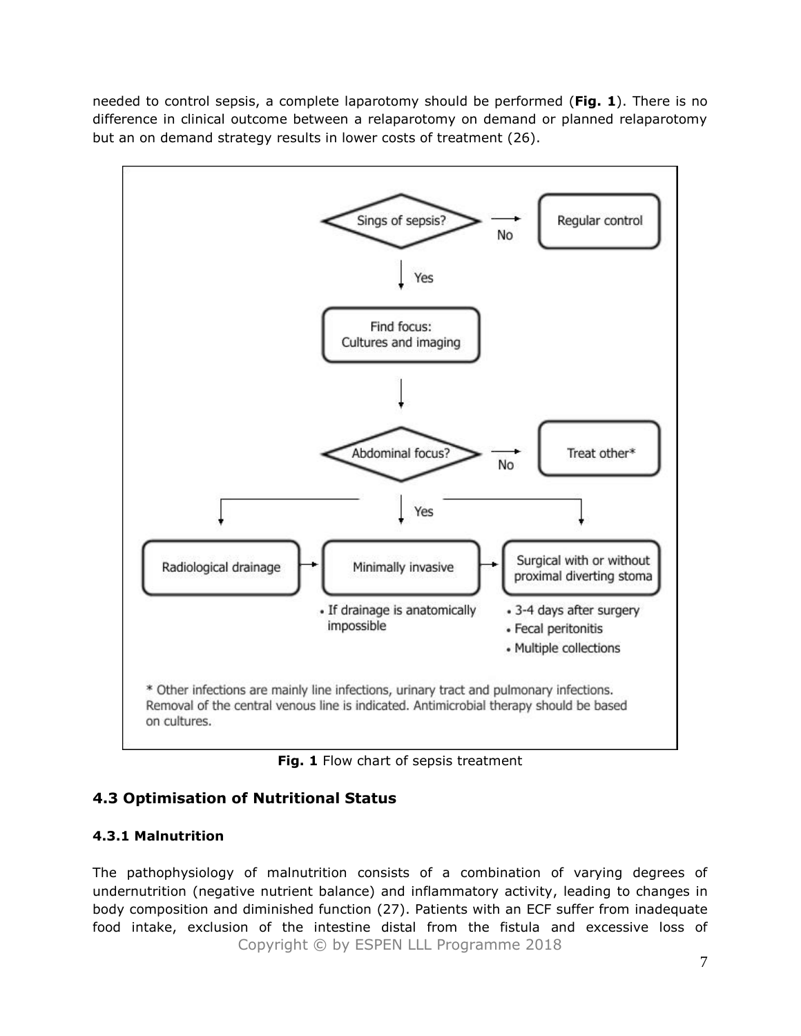needed to control sepsis, a complete laparotomy should be performed (**Fig. 1**). There is no difference in clinical outcome between a relaparotomy on demand or planned relaparotomy but an on demand strategy results in lower costs of treatment (26).

Sings of sepsis?

No

Regular control

Yes

Find focus:
Cultures and imaging

Abdominal focus?

No

Treat other*

Yes

Radiological drainage

Minimally invasive

- If drainage is anatomically impossible

Surgical with or without proximal diverting stoma

- 3-4 days after surgery
- Fecal peritonitis
- Multiple collections

* Other infections are mainly line infections, urinary tract and pulmonary infections. Removal of the central venous line is indicated. Antimicrobial therapy should be based on cultures.

**Fig. 1** Flow chart of sepsis treatment

## 4.3 Optimisation of Nutritional Status

### 4.3.1 Malnutrition

The pathophysiology of malnutrition consists of a combination of varying degrees of undernutrition (negative nutrient balance) and inflammatory activity, leading to changes in body composition and diminished function (27). Patients with an ECF suffer from inadequate food intake, exclusion of the intestine distal from the fistula and excessive loss of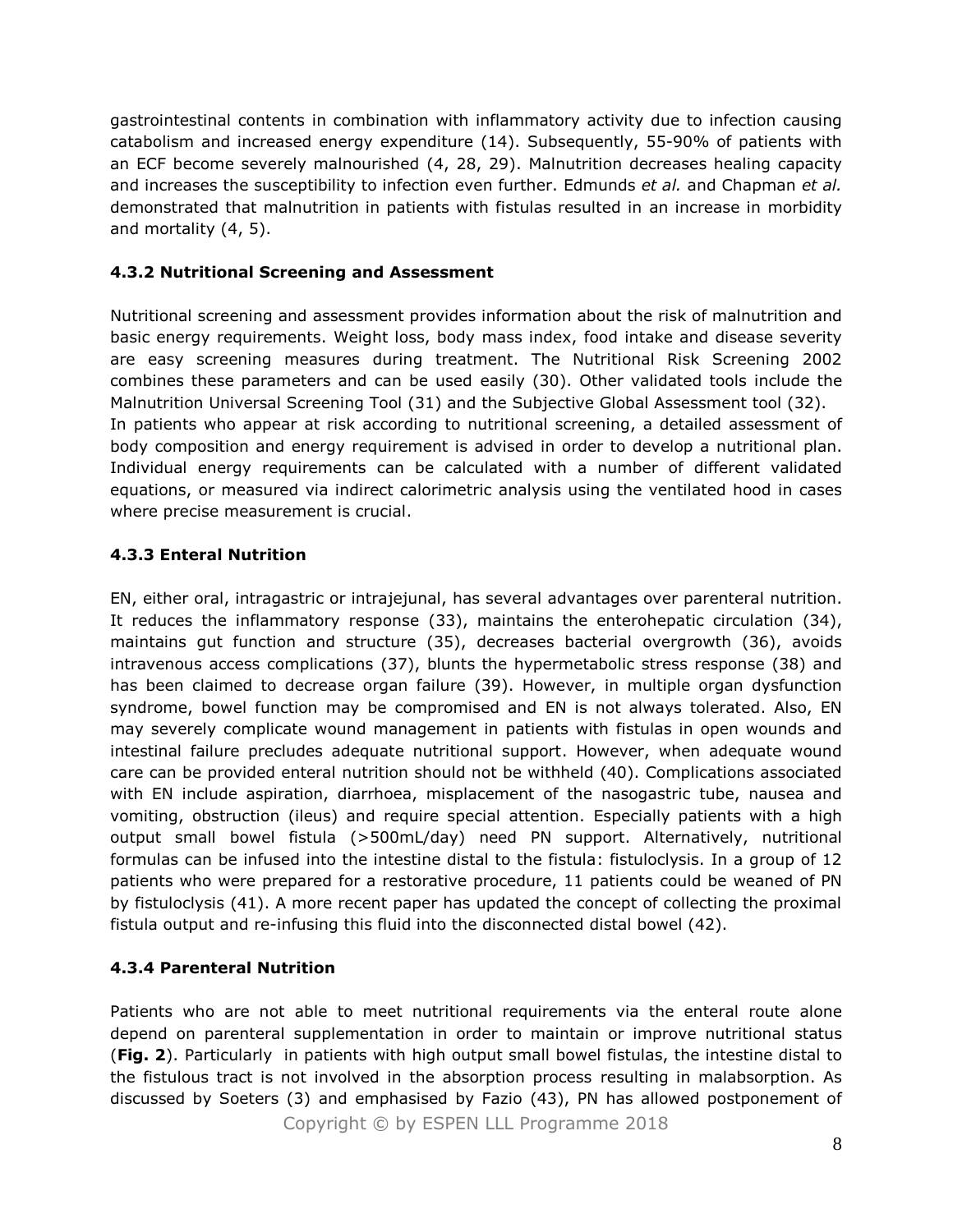gastrointestinal contents in combination with inflammatory activity due to infection causing catabolism and increased energy expenditure (14). Subsequently, 55-90% of patients with an ECF become severely malnourished (4, 28, 29). Malnutrition decreases healing capacity and increases the susceptibility to infection even further. Edmunds *et al.* and Chapman *et al.* demonstrated that malnutrition in patients with fistulas resulted in an increase in morbidity and mortality (4, 5).

### 4.3.2 Nutritional Screening and Assessment

Nutritional screening and assessment provides information about the risk of malnutrition and basic energy requirements. Weight loss, body mass index, food intake and disease severity are easy screening measures during treatment. The Nutritional Risk Screening 2002 combines these parameters and can be used easily (30). Other validated tools include the Malnutrition Universal Screening Tool (31) and the Subjective Global Assessment tool (32).
In patients who appear at risk according to nutritional screening, a detailed assessment of body composition and energy requirement is advised in order to develop a nutritional plan. Individual energy requirements can be calculated with a number of different validated equations, or measured via indirect calorimetric analysis using the ventilated hood in cases where precise measurement is crucial.

### 4.3.3 Enteral Nutrition

EN, either oral, intragastric or intrajejunal, has several advantages over parenteral nutrition. It reduces the inflammatory response (33), maintains the enterohepatic circulation (34), maintains gut function and structure (35), decreases bacterial overgrowth (36), avoids intravenous access complications (37), blunts the hypermetabolic stress response (38) and has been claimed to decrease organ failure (39). However, in multiple organ dysfunction syndrome, bowel function may be compromised and EN is not always tolerated. Also, EN may severely complicate wound management in patients with fistulas in open wounds and intestinal failure precludes adequate nutritional support. However, when adequate wound care can be provided enteral nutrition should not be withheld (40). Complications associated with EN include aspiration, diarrhoea, misplacement of the nasogastric tube, nausea and vomiting, obstruction (ileus) and require special attention. Especially patients with a high output small bowel fistula (>500mL/day) need PN support. Alternatively, nutritional formulas can be infused into the intestine distal to the fistula: fistuloclysis. In a group of 12 patients who were prepared for a restorative procedure, 11 patients could be weaned of PN by fistuloclysis (41). A more recent paper has updated the concept of collecting the proximal fistula output and re-infusing this fluid into the disconnected distal bowel (42).

### 4.3.4 Parenteral Nutrition

Patients who are not able to meet nutritional requirements via the enteral route alone depend on parenteral supplementation in order to maintain or improve nutritional status (**Fig. 2**). Particularly in patients with high output small bowel fistulas, the intestine distal to the fistulous tract is not involved in the absorption process resulting in malabsorption. As discussed by Soeters (3) and emphasised by Fazio (43), PN has allowed postponement of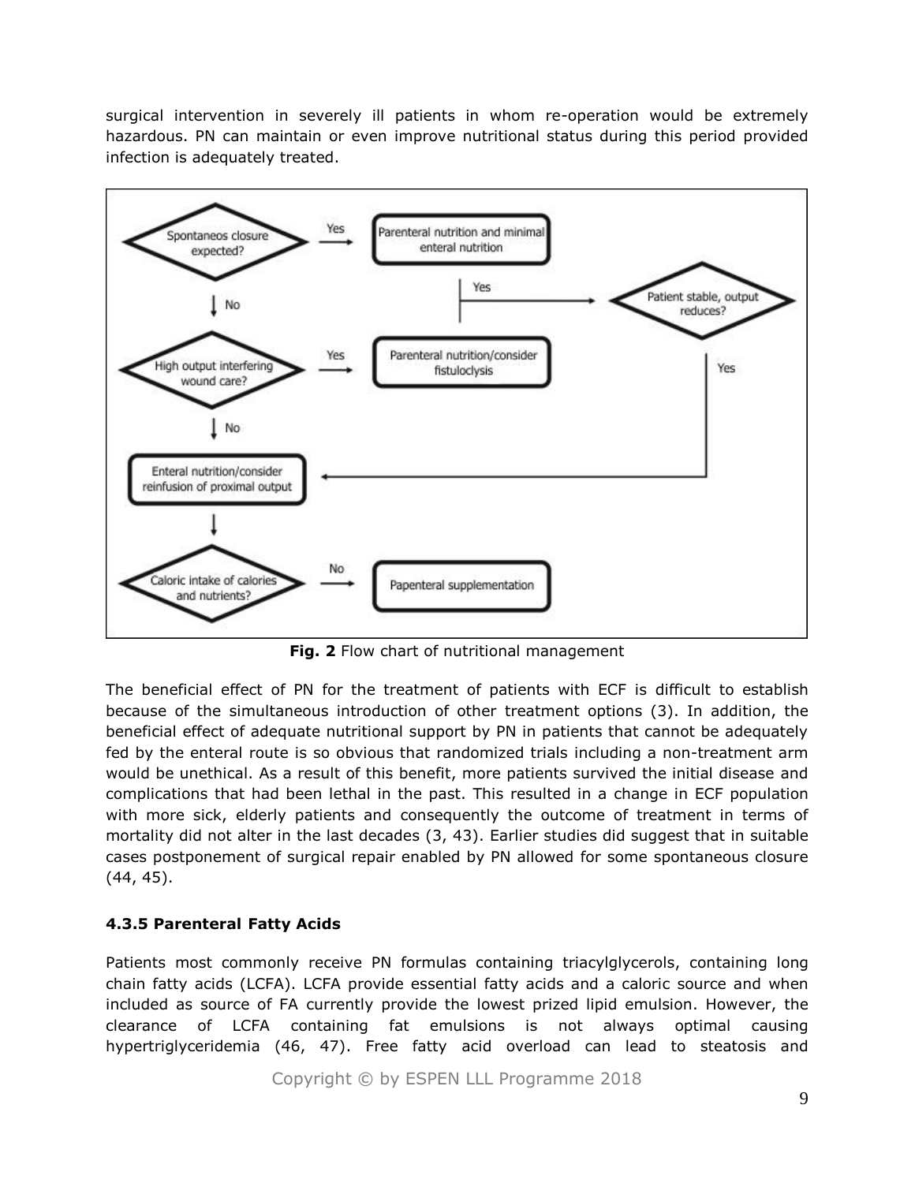surgical intervention in severely ill patients in whom re-operation would be extremely hazardous. PN can maintain or even improve nutritional status during this period provided infection is adequately treated.

Spontaneos closure expected?

Yes

Parenteral nutrition and minimal enteral nutrition

Yes

Patient stable, output reduces?

No

High output interfering wound care?

Yes

Parenteral nutrition/consider fistuloclysis

Yes

No

Enteral nutrition/consider reinfusion of proximal output

Caloric intake of calories and nutrients?

No

Papenteral supplementation

**Fig. 2** Flow chart of nutritional management

The beneficial effect of PN for the treatment of patients with ECF is difficult to establish because of the simultaneous introduction of other treatment options (3). In addition, the beneficial effect of adequate nutritional support by PN in patients that cannot be adequately fed by the enteral route is so obvious that randomized trials including a non-treatment arm would be unethical. As a result of this benefit, more patients survived the initial disease and complications that had been lethal in the past. This resulted in a change in ECF population with more sick, elderly patients and consequently the outcome of treatment in terms of mortality did not alter in the last decades (3, 43). Earlier studies did suggest that in suitable cases postponement of surgical repair enabled by PN allowed for some spontaneous closure (44, 45).

### 4.3.5 Parenteral Fatty Acids

Patients most commonly receive PN formulas containing triacylglycerols, containing long chain fatty acids (LCFA). LCFA provide essential fatty acids and a caloric source and when included as source of FA currently provide the lowest prized lipid emulsion. However, the clearance of LCFA containing fat emulsions is not always optimal causing hypertriglyceridemia (46, 47). Free fatty acid overload can lead to steatosis and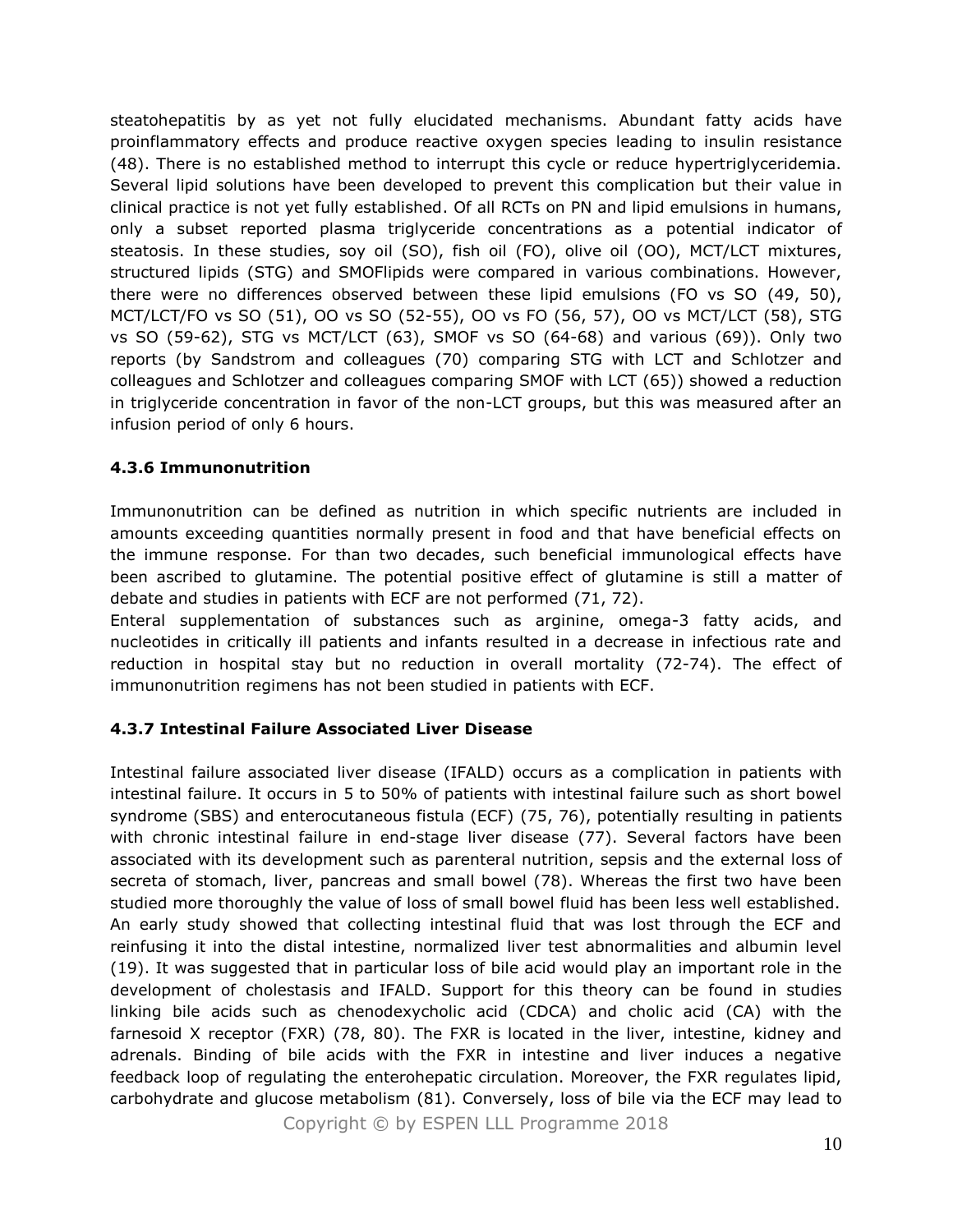steatohepatitis by as yet not fully elucidated mechanisms. Abundant fatty acids have proinflammatory effects and produce reactive oxygen species leading to insulin resistance (48). There is no established method to interrupt this cycle or reduce hypertriglyceridemia. Several lipid solutions have been developed to prevent this complication but their value in clinical practice is not yet fully established. Of all RCTs on PN and lipid emulsions in humans, only a subset reported plasma triglyceride concentrations as a potential indicator of steatosis. In these studies, soy oil (SO), fish oil (FO), olive oil (OO), MCT/LCT mixtures, structured lipids (STG) and SMOFlipids were compared in various combinations. However, there were no differences observed between these lipid emulsions (FO vs SO (49, 50), MCT/LCT/FO vs SO (51), OO vs SO (52-55), OO vs FO (56, 57), OO vs MCT/LCT (58), STG vs SO (59-62), STG vs MCT/LCT (63), SMOF vs SO (64-68) and various (69)). Only two reports (by Sandstrom and colleagues (70) comparing STG with LCT and Schlotzer and colleagues and Schlotzer and colleagues comparing SMOF with LCT (65)) showed a reduction in triglyceride concentration in favor of the non-LCT groups, but this was measured after an infusion period of only 6 hours.

### 4.3.6 Immunonutrition

Immunonutrition can be defined as nutrition in which specific nutrients are included in amounts exceeding quantities normally present in food and that have beneficial effects on the immune response. For than two decades, such beneficial immunological effects have been ascribed to glutamine. The potential positive effect of glutamine is still a matter of debate and studies in patients with ECF are not performed (71, 72).

Enteral supplementation of substances such as arginine, omega-3 fatty acids, and nucleotides in critically ill patients and infants resulted in a decrease in infectious rate and reduction in hospital stay but no reduction in overall mortality (72-74). The effect of immunonutrition regimens has not been studied in patients with ECF.

### 4.3.7 Intestinal Failure Associated Liver Disease

Intestinal failure associated liver disease (IFALD) occurs as a complication in patients with intestinal failure. It occurs in 5 to 50% of patients with intestinal failure such as short bowel syndrome (SBS) and enterocutaneous fistula (ECF) (75, 76), potentially resulting in patients with chronic intestinal failure in end-stage liver disease (77). Several factors have been associated with its development such as parenteral nutrition, sepsis and the external loss of secreta of stomach, liver, pancreas and small bowel (78). Whereas the first two have been studied more thoroughly the value of loss of small bowel fluid has been less well established. An early study showed that collecting intestinal fluid that was lost through the ECF and reinfusing it into the distal intestine, normalized liver test abnormalities and albumin level (19). It was suggested that in particular loss of bile acid would play an important role in the development of cholestasis and IFALD. Support for this theory can be found in studies linking bile acids such as chenodexycholic acid (CDCA) and cholic acid (CA) with the farnesoid X receptor (FXR) (78, 80). The FXR is located in the liver, intestine, kidney and adrenals. Binding of bile acids with the FXR in intestine and liver induces a negative feedback loop of regulating the enterohepatic circulation. Moreover, the FXR regulates lipid, carbohydrate and glucose metabolism (81). Conversely, loss of bile via the ECF may lead to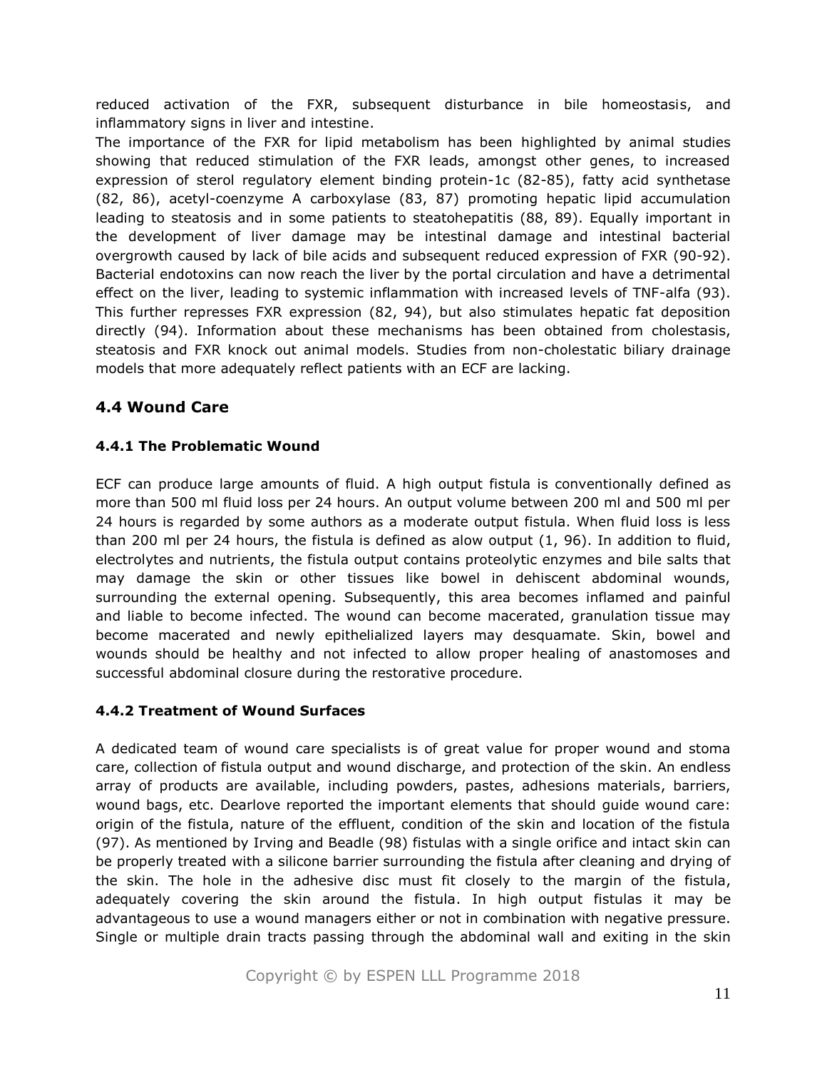reduced activation of the FXR, subsequent disturbance in bile homeostasis, and inflammatory signs in liver and intestine.

The importance of the FXR for lipid metabolism has been highlighted by animal studies showing that reduced stimulation of the FXR leads, amongst other genes, to increased expression of sterol regulatory element binding protein-1c (82-85), fatty acid synthetase (82, 86), acetyl-coenzyme A carboxylase (83, 87) promoting hepatic lipid accumulation leading to steatosis and in some patients to steatohepatitis (88, 89). Equally important in the development of liver damage may be intestinal damage and intestinal bacterial overgrowth caused by lack of bile acids and subsequent reduced expression of FXR (90-92). Bacterial endotoxins can now reach the liver by the portal circulation and have a detrimental effect on the liver, leading to systemic inflammation with increased levels of TNF-alfa (93). This further represses FXR expression (82, 94), but also stimulates hepatic fat deposition directly (94). Information about these mechanisms has been obtained from cholestasis, steatosis and FXR knock out animal models. Studies from non-cholestatic biliary drainage models that more adequately reflect patients with an ECF are lacking.

## 4.4 Wound Care

### 4.4.1 The Problematic Wound

ECF can produce large amounts of fluid. A high output fistula is conventionally defined as more than 500 ml fluid loss per 24 hours. An output volume between 200 ml and 500 ml per 24 hours is regarded by some authors as a moderate output fistula. When fluid loss is less than 200 ml per 24 hours, the fistula is defined as alow output (1, 96). In addition to fluid, electrolytes and nutrients, the fistula output contains proteolytic enzymes and bile salts that may damage the skin or other tissues like bowel in dehiscent abdominal wounds, surrounding the external opening. Subsequently, this area becomes inflamed and painful and liable to become infected. The wound can become macerated, granulation tissue may become macerated and newly epithelialized layers may desquamate. Skin, bowel and wounds should be healthy and not infected to allow proper healing of anastomoses and successful abdominal closure during the restorative procedure.

### 4.4.2 Treatment of Wound Surfaces

A dedicated team of wound care specialists is of great value for proper wound and stoma care, collection of fistula output and wound discharge, and protection of the skin. An endless array of products are available, including powders, pastes, adhesions materials, barriers, wound bags, etc. Dearlove reported the important elements that should guide wound care: origin of the fistula, nature of the effluent, condition of the skin and location of the fistula (97). As mentioned by Irving and Beadle (98) fistulas with a single orifice and intact skin can be properly treated with a silicone barrier surrounding the fistula after cleaning and drying of the skin. The hole in the adhesive disc must fit closely to the margin of the fistula, adequately covering the skin around the fistula. In high output fistulas it may be advantageous to use a wound managers either or not in combination with negative pressure. Single or multiple drain tracts passing through the abdominal wall and exiting in the skin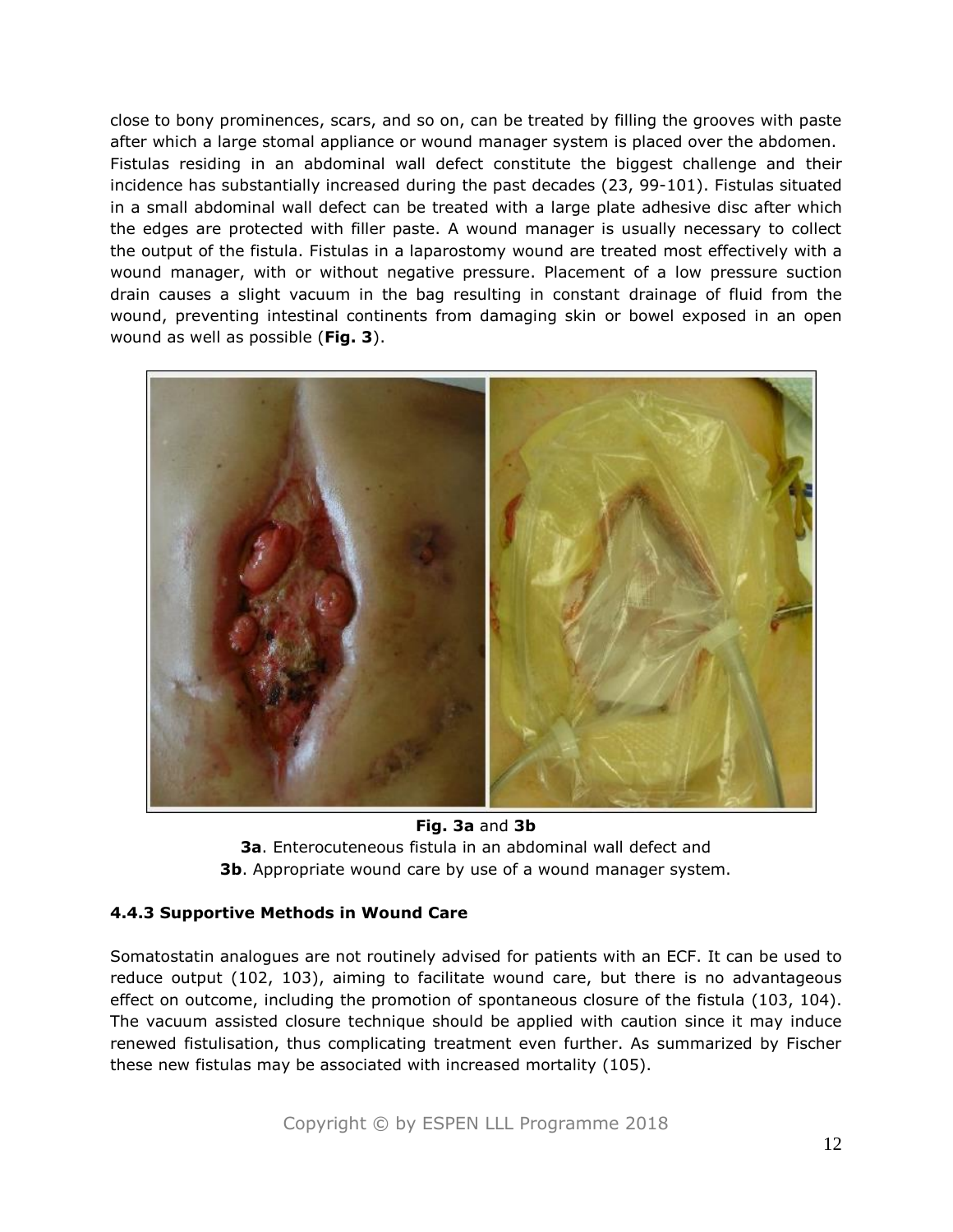close to bony prominences, scars, and so on, can be treated by filling the grooves with paste after which a large stomal appliance or wound manager system is placed over the abdomen. Fistulas residing in an abdominal wall defect constitute the biggest challenge and their incidence has substantially increased during the past decades (23, 99-101). Fistulas situated in a small abdominal wall defect can be treated with a large plate adhesive disc after which the edges are protected with filler paste. A wound manager is usually necessary to collect the output of the fistula. Fistulas in a laparostomy wound are treated most effectively with a wound manager, with or without negative pressure. Placement of a low pressure suction drain causes a slight vacuum in the bag resulting in constant drainage of fluid from the wound, preventing intestinal continents from damaging skin or bowel exposed in an open wound as well as possible (**Fig. 3**).

**Fig. 3a** and **3b**
**3a**. Enterocuteneous fistula in an abdominal wall defect and
**3b**. Appropriate wound care by use of a wound manager system.

### 4.4.3 Supportive Methods in Wound Care

Somatostatin analogues are not routinely advised for patients with an ECF. It can be used to reduce output (102, 103), aiming to facilitate wound care, but there is no advantageous effect on outcome, including the promotion of spontaneous closure of the fistula (103, 104). The vacuum assisted closure technique should be applied with caution since it may induce renewed fistulisation, thus complicating treatment even further. As summarized by Fischer these new fistulas may be associated with increased mortality (105).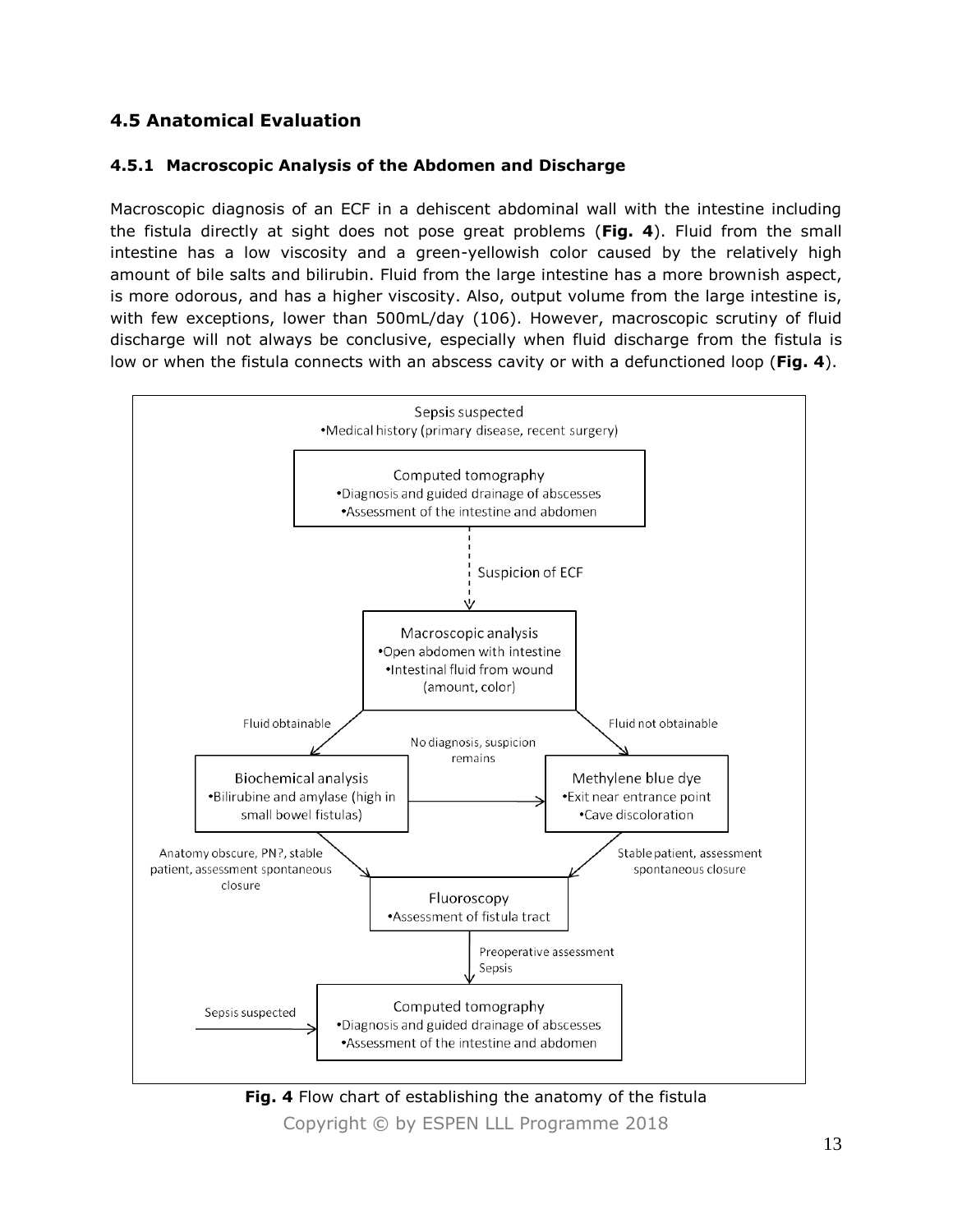## 4.5 Anatomical Evaluation

### 4.5.1 Macroscopic Analysis of the Abdomen and Discharge

Macroscopic diagnosis of an ECF in a dehiscent abdominal wall with the intestine including the fistula directly at sight does not pose great problems (**Fig. 4**). Fluid from the small intestine has a low viscosity and a green-yellowish color caused by the relatively high amount of bile salts and bilirubin. Fluid from the large intestine has a more brownish aspect, is more odorous, and has a higher viscosity. Also, output volume from the large intestine is, with few exceptions, lower than 500mL/day (106). However, macroscopic scrutiny of fluid discharge will not always be conclusive, especially when fluid discharge from the fistula is low or when the fistula connects with an abscess cavity or with a defunctioned loop (**Fig. 4**).

Sepsis suspected
•Medical history (primary disease, recent surgery)

Computed tomography
•Diagnosis and guided drainage of abscesses
•Assessment of the intestine and abdomen

Suspicion of ECF

Macroscopic analysis
•Open abdomen with intestine
•Intestinal fluid from wound (amount, color)

Fluid obtainable

Fluid not obtainable

No diagnosis, suspicion remains

Biochemical analysis
•Bilirubine and amylase (high in small bowel fistulas)

Methylene blue dye
•Exit near entrance point
•Cave discoloration

Anatomy obscure, PN?, stable patient, assessment spontaneous closure

Stable patient, assessment spontaneous closure

Fluoroscopy
•Assessment of fistula tract

Preoperative assessment
Sepsis

Sepsis suspected

Computed tomography
•Diagnosis and guided drainage of abscesses
•Assessment of the intestine and abdomen

**Fig. 4** Flow chart of establishing the anatomy of the fistula

Copyright © by ESPEN LLL Programme 2018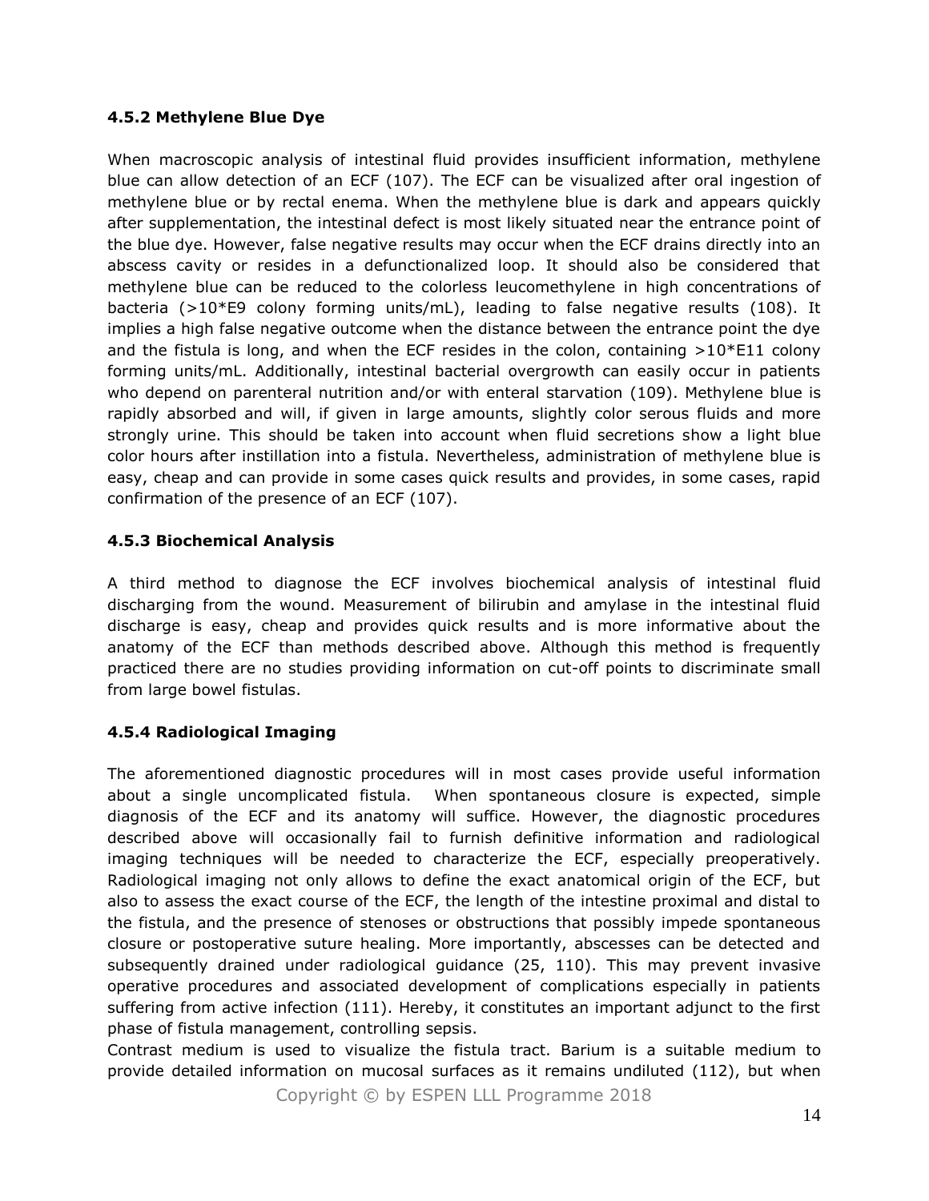### 4.5.2 Methylene Blue Dye

When macroscopic analysis of intestinal fluid provides insufficient information, methylene blue can allow detection of an ECF (107). The ECF can be visualized after oral ingestion of methylene blue or by rectal enema. When the methylene blue is dark and appears quickly after supplementation, the intestinal defect is most likely situated near the entrance point of the blue dye. However, false negative results may occur when the ECF drains directly into an abscess cavity or resides in a defunctionalized loop. It should also be considered that methylene blue can be reduced to the colorless leucomethylene in high concentrations of bacteria (>10*E9 colony forming units/mL), leading to false negative results (108). It implies a high false negative outcome when the distance between the entrance point the dye and the fistula is long, and when the ECF resides in the colon, containing >10*E11 colony forming units/mL. Additionally, intestinal bacterial overgrowth can easily occur in patients who depend on parenteral nutrition and/or with enteral starvation (109). Methylene blue is rapidly absorbed and will, if given in large amounts, slightly color serous fluids and more strongly urine. This should be taken into account when fluid secretions show a light blue color hours after instillation into a fistula. Nevertheless, administration of methylene blue is easy, cheap and can provide in some cases quick results and provides, in some cases, rapid confirmation of the presence of an ECF (107).

### 4.5.3 Biochemical Analysis

A third method to diagnose the ECF involves biochemical analysis of intestinal fluid discharging from the wound. Measurement of bilirubin and amylase in the intestinal fluid discharge is easy, cheap and provides quick results and is more informative about the anatomy of the ECF than methods described above. Although this method is frequently practiced there are no studies providing information on cut-off points to discriminate small from large bowel fistulas.

### 4.5.4 Radiological Imaging

The aforementioned diagnostic procedures will in most cases provide useful information about a single uncomplicated fistula. When spontaneous closure is expected, simple diagnosis of the ECF and its anatomy will suffice. However, the diagnostic procedures described above will occasionally fail to furnish definitive information and radiological imaging techniques will be needed to characterize the ECF, especially preoperatively. Radiological imaging not only allows to define the exact anatomical origin of the ECF, but also to assess the exact course of the ECF, the length of the intestine proximal and distal to the fistula, and the presence of stenoses or obstructions that possibly impede spontaneous closure or postoperative suture healing. More importantly, abscesses can be detected and subsequently drained under radiological guidance (25, 110). This may prevent invasive operative procedures and associated development of complications especially in patients suffering from active infection (111). Hereby, it constitutes an important adjunct to the first phase of fistula management, controlling sepsis.

Contrast medium is used to visualize the fistula tract. Barium is a suitable medium to provide detailed information on mucosal surfaces as it remains undiluted (112), but when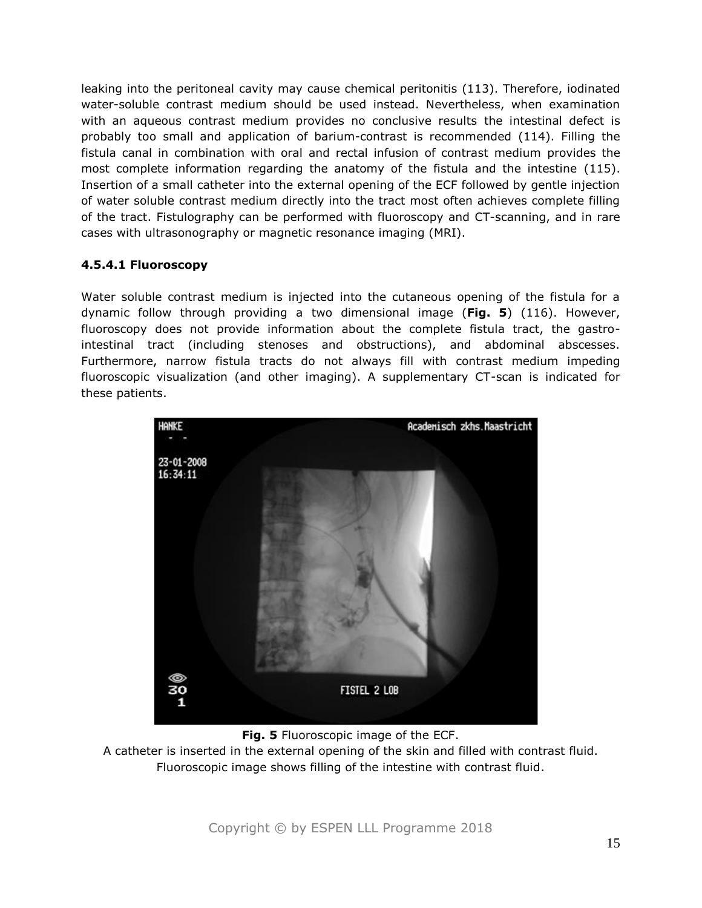leaking into the peritoneal cavity may cause chemical peritonitis (113). Therefore, iodinated water-soluble contrast medium should be used instead. Nevertheless, when examination with an aqueous contrast medium provides no conclusive results the intestinal defect is probably too small and application of barium-contrast is recommended (114). Filling the fistula canal in combination with oral and rectal infusion of contrast medium provides the most complete information regarding the anatomy of the fistula and the intestine (115). Insertion of a small catheter into the external opening of the ECF followed by gentle injection of water soluble contrast medium directly into the tract most often achieves complete filling of the tract. Fistulography can be performed with fluoroscopy and CT-scanning, and in rare cases with ultrasonography or magnetic resonance imaging (MRI).

#### 4.5.4.1 Fluoroscopy

Water soluble contrast medium is injected into the cutaneous opening of the fistula for a dynamic follow through providing a two dimensional image (**Fig. 5**) (116). However, fluoroscopy does not provide information about the complete fistula tract, the gastro-intestinal tract (including stenoses and obstructions), and abdominal abscesses. Furthermore, narrow fistula tracts do not always fill with contrast medium impeding fluoroscopic visualization (and other imaging). A supplementary CT-scan is indicated for these patients.

**Fig. 5** Fluoroscopic image of the ECF.
A catheter is inserted in the external opening of the skin and filled with contrast fluid. Fluoroscopic image shows filling of the intestine with contrast fluid.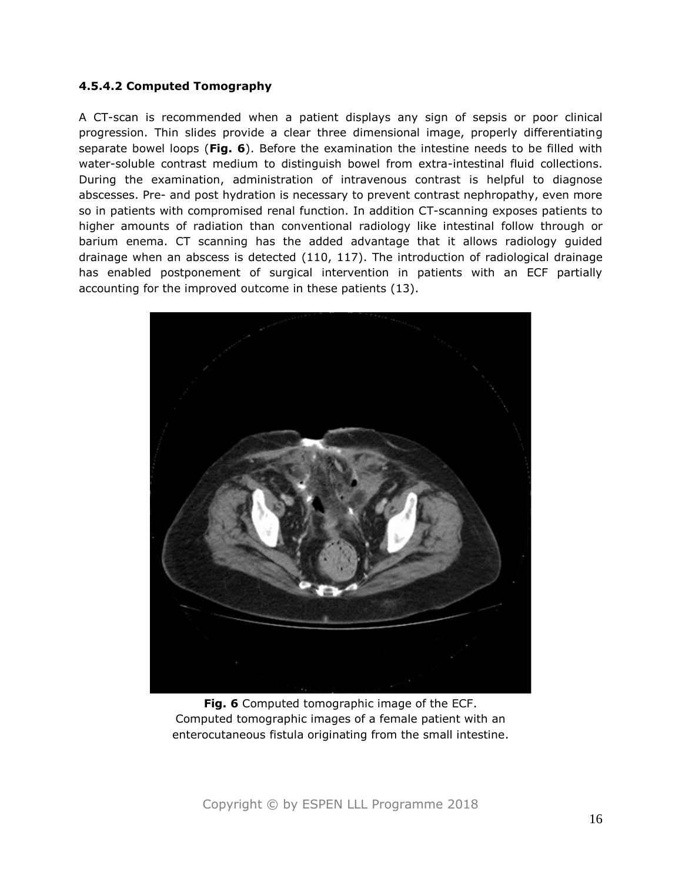#### 4.5.4.2 Computed Tomography

A CT-scan is recommended when a patient displays any sign of sepsis or poor clinical progression. Thin slides provide a clear three dimensional image, properly differentiating separate bowel loops (**Fig. 6**). Before the examination the intestine needs to be filled with water-soluble contrast medium to distinguish bowel from extra-intestinal fluid collections. During the examination, administration of intravenous contrast is helpful to diagnose abscesses. Pre- and post hydration is necessary to prevent contrast nephropathy, even more so in patients with compromised renal function. In addition CT-scanning exposes patients to higher amounts of radiation than conventional radiology like intestinal follow through or barium enema. CT scanning has the added advantage that it allows radiology guided drainage when an abscess is detected (110, 117). The introduction of radiological drainage has enabled postponement of surgical intervention in patients with an ECF partially accounting for the improved outcome in these patients (13).

**Fig. 6** Computed tomographic image of the ECF.
Computed tomographic images of a female patient with an enterocutaneous fistula originating from the small intestine.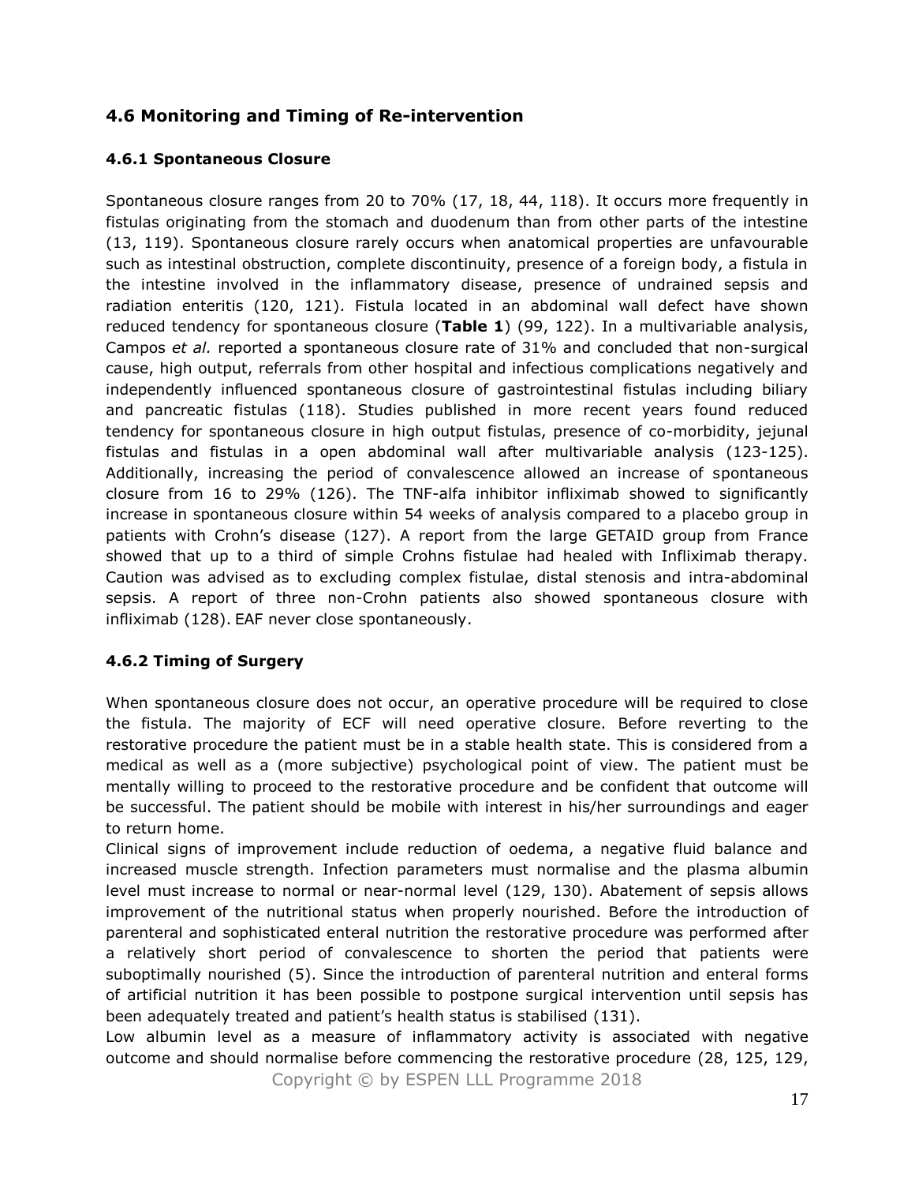## 4.6 Monitoring and Timing of Re-intervention

### 4.6.1 Spontaneous Closure

Spontaneous closure ranges from 20 to 70% (17, 18, 44, 118). It occurs more frequently in fistulas originating from the stomach and duodenum than from other parts of the intestine (13, 119). Spontaneous closure rarely occurs when anatomical properties are unfavourable such as intestinal obstruction, complete discontinuity, presence of a foreign body, a fistula in the intestine involved in the inflammatory disease, presence of undrained sepsis and radiation enteritis (120, 121). Fistula located in an abdominal wall defect have shown reduced tendency for spontaneous closure (**Table 1**) (99, 122). In a multivariable analysis, Campos *et al.* reported a spontaneous closure rate of 31% and concluded that non-surgical cause, high output, referrals from other hospital and infectious complications negatively and independently influenced spontaneous closure of gastrointestinal fistulas including biliary and pancreatic fistulas (118). Studies published in more recent years found reduced tendency for spontaneous closure in high output fistulas, presence of co-morbidity, jejunal fistulas and fistulas in a open abdominal wall after multivariable analysis (123-125). Additionally, increasing the period of convalescence allowed an increase of spontaneous closure from 16 to 29% (126). The TNF-alfa inhibitor infliximab showed to significantly increase in spontaneous closure within 54 weeks of analysis compared to a placebo group in patients with Crohn's disease (127). A report from the large GETAID group from France showed that up to a third of simple Crohns fistulae had healed with Infliximab therapy. Caution was advised as to excluding complex fistulae, distal stenosis and intra-abdominal sepsis. A report of three non-Crohn patients also showed spontaneous closure with infliximab (128). EAF never close spontaneously.

### 4.6.2 Timing of Surgery

When spontaneous closure does not occur, an operative procedure will be required to close the fistula. The majority of ECF will need operative closure. Before reverting to the restorative procedure the patient must be in a stable health state. This is considered from a medical as well as a (more subjective) psychological point of view. The patient must be mentally willing to proceed to the restorative procedure and be confident that outcome will be successful. The patient should be mobile with interest in his/her surroundings and eager to return home.

Clinical signs of improvement include reduction of oedema, a negative fluid balance and increased muscle strength. Infection parameters must normalise and the plasma albumin level must increase to normal or near-normal level (129, 130). Abatement of sepsis allows improvement of the nutritional status when properly nourished. Before the introduction of parenteral and sophisticated enteral nutrition the restorative procedure was performed after a relatively short period of convalescence to shorten the period that patients were suboptimally nourished (5). Since the introduction of parenteral nutrition and enteral forms of artificial nutrition it has been possible to postpone surgical intervention until sepsis has been adequately treated and patient's health status is stabilised (131).

Low albumin level as a measure of inflammatory activity is associated with negative outcome and should normalise before commencing the restorative procedure (28, 125, 129,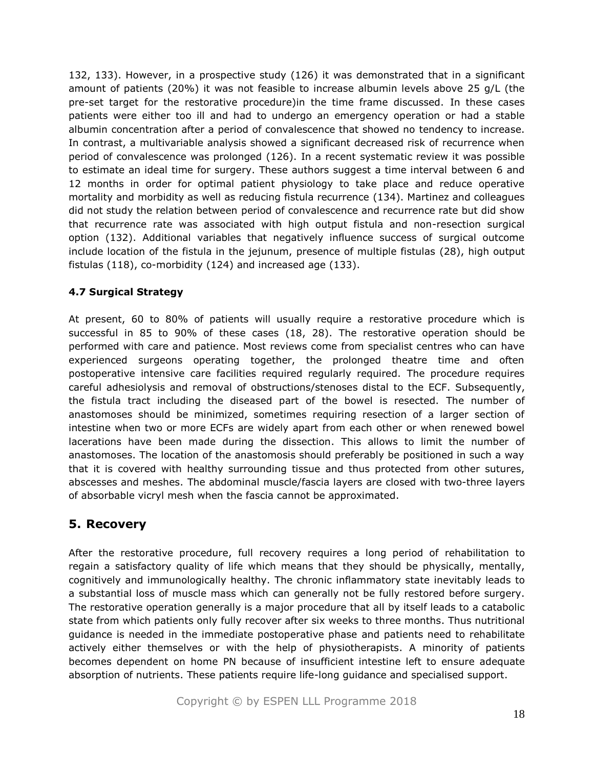132, 133). However, in a prospective study (126) it was demonstrated that in a significant amount of patients (20%) it was not feasible to increase albumin levels above 25 g/L (the pre-set target for the restorative procedure)in the time frame discussed. In these cases patients were either too ill and had to undergo an emergency operation or had a stable albumin concentration after a period of convalescence that showed no tendency to increase. In contrast, a multivariable analysis showed a significant decreased risk of recurrence when period of convalescence was prolonged (126). In a recent systematic review it was possible to estimate an ideal time for surgery. These authors suggest a time interval between 6 and 12 months in order for optimal patient physiology to take place and reduce operative mortality and morbidity as well as reducing fistula recurrence (134). Martinez and colleagues did not study the relation between period of convalescence and recurrence rate but did show that recurrence rate was associated with high output fistula and non-resection surgical option (132). Additional variables that negatively influence success of surgical outcome include location of the fistula in the jejunum, presence of multiple fistulas (28), high output fistulas (118), co-morbidity (124) and increased age (133).

### 4.7 Surgical Strategy

At present, 60 to 80% of patients will usually require a restorative procedure which is successful in 85 to 90% of these cases (18, 28). The restorative operation should be performed with care and patience. Most reviews come from specialist centres who can have experienced surgeons operating together, the prolonged theatre time and often postoperative intensive care facilities required regularly required. The procedure requires careful adhesiolysis and removal of obstructions/stenoses distal to the ECF. Subsequently, the fistula tract including the diseased part of the bowel is resected. The number of anastomoses should be minimized, sometimes requiring resection of a larger section of intestine when two or more ECFs are widely apart from each other or when renewed bowel lacerations have been made during the dissection. This allows to limit the number of anastomoses. The location of the anastomosis should preferably be positioned in such a way that it is covered with healthy surrounding tissue and thus protected from other sutures, abscesses and meshes. The abdominal muscle/fascia layers are closed with two-three layers of absorbable vicryl mesh when the fascia cannot be approximated.

## 5. Recovery

After the restorative procedure, full recovery requires a long period of rehabilitation to regain a satisfactory quality of life which means that they should be physically, mentally, cognitively and immunologically healthy. The chronic inflammatory state inevitably leads to a substantial loss of muscle mass which can generally not be fully restored before surgery. The restorative operation generally is a major procedure that all by itself leads to a catabolic state from which patients only fully recover after six weeks to three months. Thus nutritional guidance is needed in the immediate postoperative phase and patients need to rehabilitate actively either themselves or with the help of physiotherapists. A minority of patients becomes dependent on home PN because of insufficient intestine left to ensure adequate absorption of nutrients. These patients require life-long guidance and specialised support.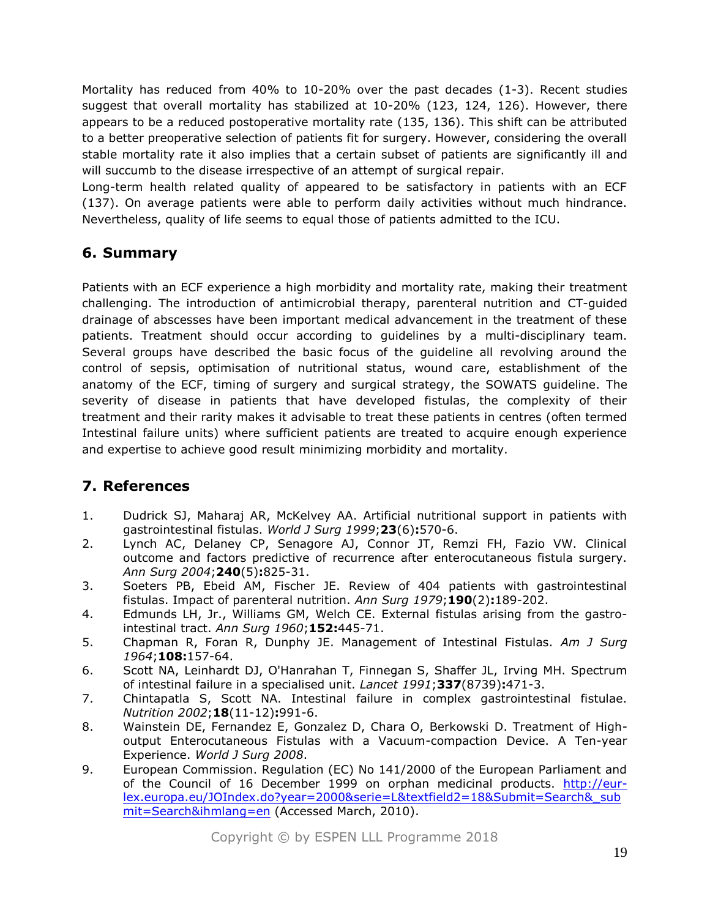Mortality has reduced from 40% to 10-20% over the past decades (1-3). Recent studies suggest that overall mortality has stabilized at 10-20% (123, 124, 126). However, there appears to be a reduced postoperative mortality rate (135, 136). This shift can be attributed to a better preoperative selection of patients fit for surgery. However, considering the overall stable mortality rate it also implies that a certain subset of patients are significantly ill and will succumb to the disease irrespective of an attempt of surgical repair.
Long-term health related quality of appeared to be satisfactory in patients with an ECF (137). On average patients were able to perform daily activities without much hindrance. Nevertheless, quality of life seems to equal those of patients admitted to the ICU.

## 6. Summary

Patients with an ECF experience a high morbidity and mortality rate, making their treatment challenging. The introduction of antimicrobial therapy, parenteral nutrition and CT-guided drainage of abscesses have been important medical advancement in the treatment of these patients. Treatment should occur according to guidelines by a multi-disciplinary team. Several groups have described the basic focus of the guideline all revolving around the control of sepsis, optimisation of nutritional status, wound care, establishment of the anatomy of the ECF, timing of surgery and surgical strategy, the SOWATS guideline. The severity of disease in patients that have developed fistulas, the complexity of their treatment and their rarity makes it advisable to treat these patients in centres (often termed Intestinal failure units) where sufficient patients are treated to acquire enough experience and expertise to achieve good result minimizing morbidity and mortality.

## 7. References

1. Dudrick SJ, Maharaj AR, McKelvey AA. Artificial nutritional support in patients with gastrointestinal fistulas. *World J Surg 1999*;**23**(6)**:**570-6.
2. Lynch AC, Delaney CP, Senagore AJ, Connor JT, Remzi FH, Fazio VW. Clinical outcome and factors predictive of recurrence after enterocutaneous fistula surgery. *Ann Surg 2004*;**240**(5)**:**825-31.
3. Soeters PB, Ebeid AM, Fischer JE. Review of 404 patients with gastrointestinal fistulas. Impact of parenteral nutrition. *Ann Surg 1979*;**190**(2)**:**189-202.
4. Edmunds LH, Jr., Williams GM, Welch CE. External fistulas arising from the gastro-intestinal tract. *Ann Surg 1960*;**152:**445-71.
5. Chapman R, Foran R, Dunphy JE. Management of Intestinal Fistulas. *Am J Surg 1964*;**108:**157-64.
6. Scott NA, Leinhardt DJ, O'Hanrahan T, Finnegan S, Shaffer JL, Irving MH. Spectrum of intestinal failure in a specialised unit. *Lancet 1991*;**337**(8739)**:**471-3.
7. Chintapatla S, Scott NA. Intestinal failure in complex gastrointestinal fistulae. *Nutrition 2002*;**18**(11-12)**:**991-6.
8. Wainstein DE, Fernandez E, Gonzalez D, Chara O, Berkowski D. Treatment of High-output Enterocutaneous Fistulas with a Vacuum-compaction Device. A Ten-year Experience. *World J Surg 2008*.
9. European Commission. Regulation (EC) No 141/2000 of the European Parliament and of the Council of 16 December 1999 on orphan medicinal products. http://eur-lex.europa.eu/JOIndex.do?year=2000&serie=L&textfield2=18&Submit=Search&_submit=Search&ihmlang=en (Accessed March, 2010).

Copyright © by ESPEN LLL Programme 2018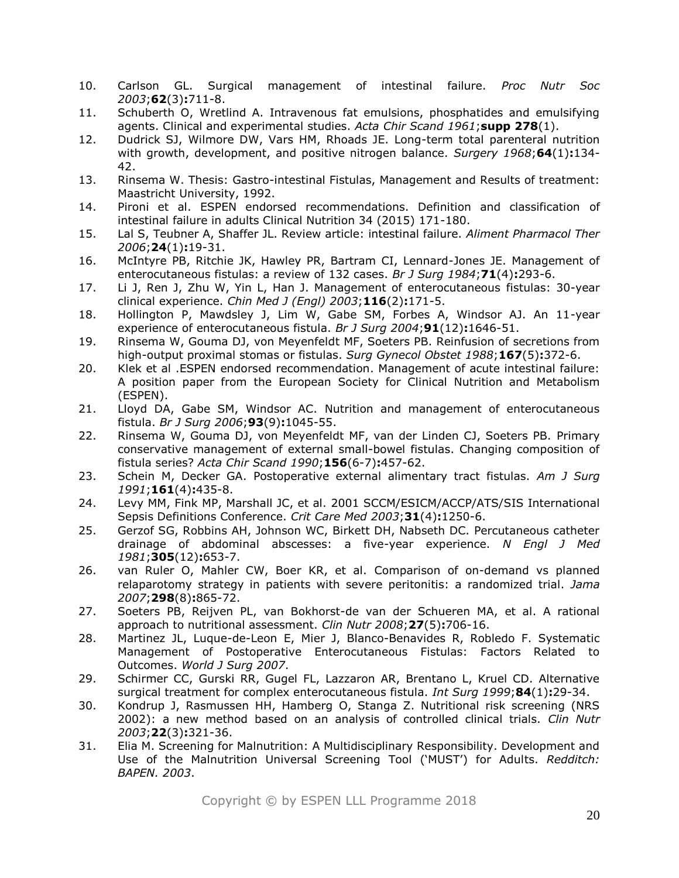10. Carlson GL. Surgical management of intestinal failure. *Proc Nutr Soc 2003*;**62**(3)**:**711-8.
11. Schuberth O, Wretlind A. Intravenous fat emulsions, phosphatides and emulsifying agents. Clinical and experimental studies. *Acta Chir Scand 1961*;**supp 278**(1).
12. Dudrick SJ, Wilmore DW, Vars HM, Rhoads JE. Long-term total parenteral nutrition with growth, development, and positive nitrogen balance. *Surgery 1968*;**64**(1)**:**134-42.
13. Rinsema W. Thesis: Gastro-intestinal Fistulas, Management and Results of treatment: Maastricht University, 1992.
14. Pironi et al. ESPEN endorsed recommendations. Definition and classification of intestinal failure in adults Clinical Nutrition 34 (2015) 171-180.
15. Lal S, Teubner A, Shaffer JL. Review article: intestinal failure. *Aliment Pharmacol Ther 2006*;**24**(1)**:**19-31.
16. McIntyre PB, Ritchie JK, Hawley PR, Bartram CI, Lennard-Jones JE. Management of enterocutaneous fistulas: a review of 132 cases. *Br J Surg 1984*;**71**(4)**:**293-6.
17. Li J, Ren J, Zhu W, Yin L, Han J. Management of enterocutaneous fistulas: 30-year clinical experience. *Chin Med J (Engl) 2003*;**116**(2)**:**171-5.
18. Hollington P, Mawdsley J, Lim W, Gabe SM, Forbes A, Windsor AJ. An 11-year experience of enterocutaneous fistula. *Br J Surg 2004*;**91**(12)**:**1646-51.
19. Rinsema W, Gouma DJ, von Meyenfeldt MF, Soeters PB. Reinfusion of secretions from high-output proximal stomas or fistulas. *Surg Gynecol Obstet 1988*;**167**(5)**:**372-6.
20. Klek et al .ESPEN endorsed recommendation. Management of acute intestinal failure: A position paper from the European Society for Clinical Nutrition and Metabolism (ESPEN).
21. Lloyd DA, Gabe SM, Windsor AC. Nutrition and management of enterocutaneous fistula. *Br J Surg 2006*;**93**(9)**:**1045-55.
22. Rinsema W, Gouma DJ, von Meyenfeldt MF, van der Linden CJ, Soeters PB. Primary conservative management of external small-bowel fistulas. Changing composition of fistula series? *Acta Chir Scand 1990*;**156**(6-7)**:**457-62.
23. Schein M, Decker GA. Postoperative external alimentary tract fistulas. *Am J Surg 1991*;**161**(4)**:**435-8.
24. Levy MM, Fink MP, Marshall JC, et al. 2001 SCCM/ESICM/ACCP/ATS/SIS International Sepsis Definitions Conference. *Crit Care Med 2003*;**31**(4)**:**1250-6.
25. Gerzof SG, Robbins AH, Johnson WC, Birkett DH, Nabseth DC. Percutaneous catheter drainage of abdominal abscesses: a five-year experience. *N Engl J Med 1981*;**305**(12)**:**653-7.
26. van Ruler O, Mahler CW, Boer KR, et al. Comparison of on-demand vs planned relaparotomy strategy in patients with severe peritonitis: a randomized trial. *Jama 2007*;**298**(8)**:**865-72.
27. Soeters PB, Reijven PL, van Bokhorst-de van der Schueren MA, et al. A rational approach to nutritional assessment. *Clin Nutr 2008*;**27**(5)**:**706-16.
28. Martinez JL, Luque-de-Leon E, Mier J, Blanco-Benavides R, Robledo F. Systematic Management of Postoperative Enterocutaneous Fistulas: Factors Related to Outcomes. *World J Surg 2007*.
29. Schirmer CC, Gurski RR, Gugel FL, Lazzaron AR, Brentano L, Kruel CD. Alternative surgical treatment for complex enterocutaneous fistula. *Int Surg 1999*;**84**(1)**:**29-34.
30. Kondrup J, Rasmussen HH, Hamberg O, Stanga Z. Nutritional risk screening (NRS 2002): a new method based on an analysis of controlled clinical trials. *Clin Nutr 2003*;**22**(3)**:**321-36.
31. Elia M. Screening for Malnutrition: A Multidisciplinary Responsibility. Development and Use of the Malnutrition Universal Screening Tool ('MUST') for Adults. *Redditch: BAPEN. 2003*.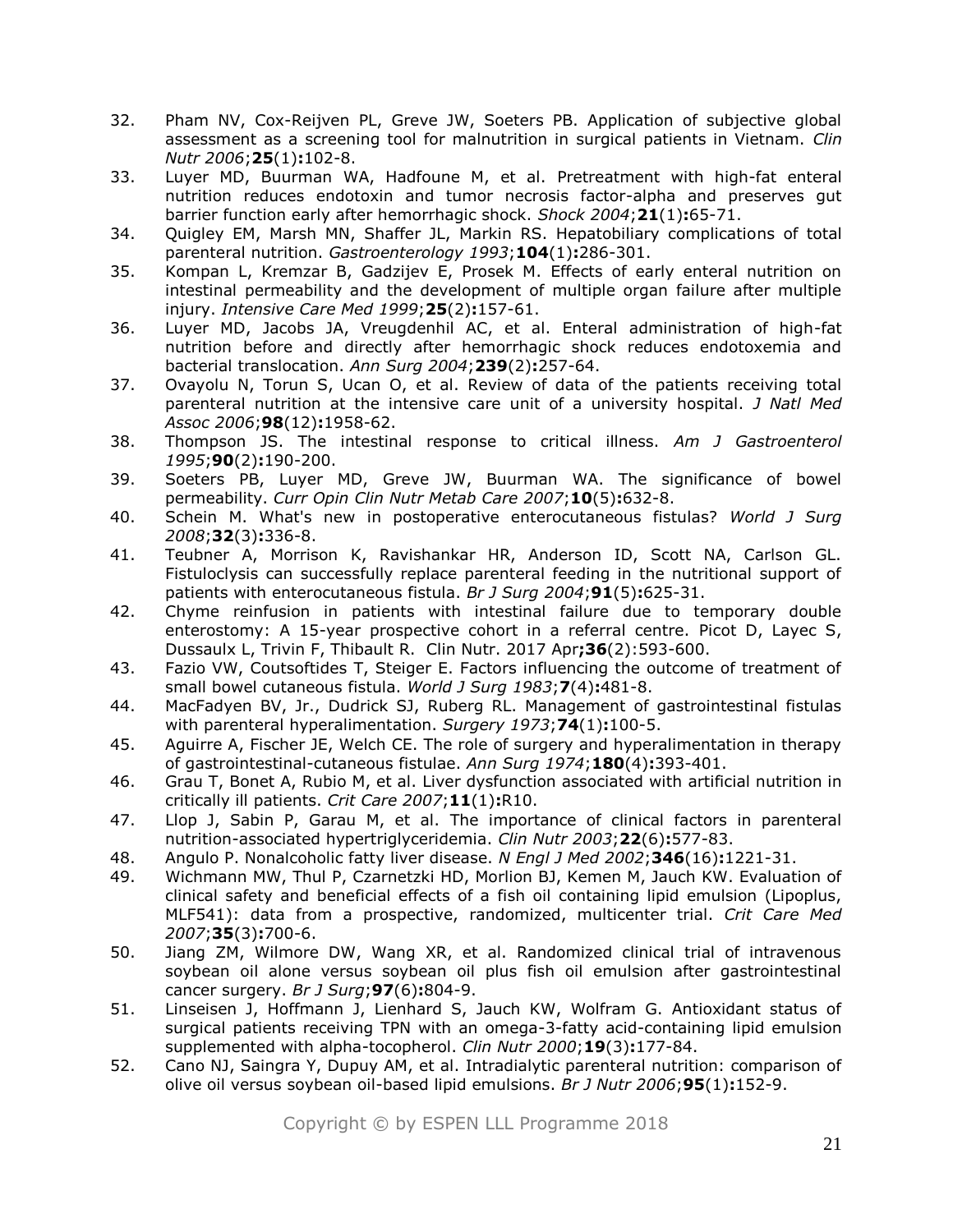32. Pham NV, Cox-Reijven PL, Greve JW, Soeters PB. Application of subjective global assessment as a screening tool for malnutrition in surgical patients in Vietnam. *Clin Nutr 2006*;**25**(1)**:**102-8.
33. Luyer MD, Buurman WA, Hadfoune M, et al. Pretreatment with high-fat enteral nutrition reduces endotoxin and tumor necrosis factor-alpha and preserves gut barrier function early after hemorrhagic shock. *Shock 2004*;**21**(1)**:**65-71.
34. Quigley EM, Marsh MN, Shaffer JL, Markin RS. Hepatobiliary complications of total parenteral nutrition. *Gastroenterology 1993*;**104**(1)**:**286-301.
35. Kompan L, Kremzar B, Gadzijev E, Prosek M. Effects of early enteral nutrition on intestinal permeability and the development of multiple organ failure after multiple injury. *Intensive Care Med 1999*;**25**(2)**:**157-61.
36. Luyer MD, Jacobs JA, Vreugdenhil AC, et al. Enteral administration of high-fat nutrition before and directly after hemorrhagic shock reduces endotoxemia and bacterial translocation. *Ann Surg 2004*;**239**(2)**:**257-64.
37. Ovayolu N, Torun S, Ucan O, et al. Review of data of the patients receiving total parenteral nutrition at the intensive care unit of a university hospital. *J Natl Med Assoc 2006*;**98**(12)**:**1958-62.
38. Thompson JS. The intestinal response to critical illness. *Am J Gastroenterol 1995*;**90**(2)**:**190-200.
39. Soeters PB, Luyer MD, Greve JW, Buurman WA. The significance of bowel permeability. *Curr Opin Clin Nutr Metab Care 2007*;**10**(5)**:**632-8.
40. Schein M. What's new in postoperative enterocutaneous fistulas? *World J Surg 2008*;**32**(3)**:**336-8.
41. Teubner A, Morrison K, Ravishankar HR, Anderson ID, Scott NA, Carlson GL. Fistuloclysis can successfully replace parenteral feeding in the nutritional support of patients with enterocutaneous fistula. *Br J Surg 2004*;**91**(5)**:**625-31.
42. Chyme reinfusion in patients with intestinal failure due to temporary double enterostomy: A 15-year prospective cohort in a referral centre. Picot D, Layec S, Dussaulx L, Trivin F, Thibault R. Clin Nutr. 2017 Apr**;36**(2):593-600.
43. Fazio VW, Coutsoftides T, Steiger E. Factors influencing the outcome of treatment of small bowel cutaneous fistula. *World J Surg 1983*;**7**(4)**:**481-8.
44. MacFadyen BV, Jr., Dudrick SJ, Ruberg RL. Management of gastrointestinal fistulas with parenteral hyperalimentation. *Surgery 1973*;**74**(1)**:**100-5.
45. Aguirre A, Fischer JE, Welch CE. The role of surgery and hyperalimentation in therapy of gastrointestinal-cutaneous fistulae. *Ann Surg 1974*;**180**(4)**:**393-401.
46. Grau T, Bonet A, Rubio M, et al. Liver dysfunction associated with artificial nutrition in critically ill patients. *Crit Care 2007*;**11**(1)**:**R10.
47. Llop J, Sabin P, Garau M, et al. The importance of clinical factors in parenteral nutrition-associated hypertriglyceridemia. *Clin Nutr 2003*;**22**(6)**:**577-83.
48. Angulo P. Nonalcoholic fatty liver disease. *N Engl J Med 2002*;**346**(16)**:**1221-31.
49. Wichmann MW, Thul P, Czarnetzki HD, Morlion BJ, Kemen M, Jauch KW. Evaluation of clinical safety and beneficial effects of a fish oil containing lipid emulsion (Lipoplus, MLF541): data from a prospective, randomized, multicenter trial. *Crit Care Med 2007*;**35**(3)**:**700-6.
50. Jiang ZM, Wilmore DW, Wang XR, et al. Randomized clinical trial of intravenous soybean oil alone versus soybean oil plus fish oil emulsion after gastrointestinal cancer surgery. *Br J Surg*;**97**(6)**:**804-9.
51. Linseisen J, Hoffmann J, Lienhard S, Jauch KW, Wolfram G. Antioxidant status of surgical patients receiving TPN with an omega-3-fatty acid-containing lipid emulsion supplemented with alpha-tocopherol. *Clin Nutr 2000*;**19**(3)**:**177-84.
52. Cano NJ, Saingra Y, Dupuy AM, et al. Intradialytic parenteral nutrition: comparison of olive oil versus soybean oil-based lipid emulsions. *Br J Nutr 2006*;**95**(1)**:**152-9.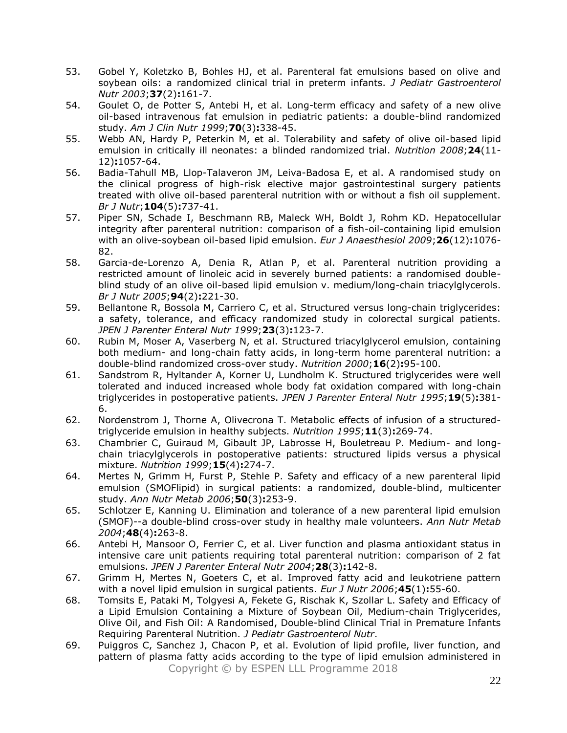53. Gobel Y, Koletzko B, Bohles HJ, et al. Parenteral fat emulsions based on olive and soybean oils: a randomized clinical trial in preterm infants. *J Pediatr Gastroenterol Nutr 2003*;**37**(2)**:**161-7.
54. Goulet O, de Potter S, Antebi H, et al. Long-term efficacy and safety of a new olive oil-based intravenous fat emulsion in pediatric patients: a double-blind randomized study. *Am J Clin Nutr 1999*;**70**(3)**:**338-45.
55. Webb AN, Hardy P, Peterkin M, et al. Tolerability and safety of olive oil-based lipid emulsion in critically ill neonates: a blinded randomized trial. *Nutrition 2008*;**24**(11-12)**:**1057-64.
56. Badia-Tahull MB, Llop-Talaveron JM, Leiva-Badosa E, et al. A randomised study on the clinical progress of high-risk elective major gastrointestinal surgery patients treated with olive oil-based parenteral nutrition with or without a fish oil supplement. *Br J Nutr*;**104**(5)**:**737-41.
57. Piper SN, Schade I, Beschmann RB, Maleck WH, Boldt J, Rohm KD. Hepatocellular integrity after parenteral nutrition: comparison of a fish-oil-containing lipid emulsion with an olive-soybean oil-based lipid emulsion. *Eur J Anaesthesiol 2009*;**26**(12)**:**1076-82.
58. Garcia-de-Lorenzo A, Denia R, Atlan P, et al. Parenteral nutrition providing a restricted amount of linoleic acid in severely burned patients: a randomised double-blind study of an olive oil-based lipid emulsion v. medium/long-chain triacylglycerols. *Br J Nutr 2005*;**94**(2)**:**221-30.
59. Bellantone R, Bossola M, Carriero C, et al. Structured versus long-chain triglycerides: a safety, tolerance, and efficacy randomized study in colorectal surgical patients. *JPEN J Parenter Enteral Nutr 1999*;**23**(3)**:**123-7.
60. Rubin M, Moser A, Vaserberg N, et al. Structured triacylglycerol emulsion, containing both medium- and long-chain fatty acids, in long-term home parenteral nutrition: a double-blind randomized cross-over study. *Nutrition 2000*;**16**(2)**:**95-100.
61. Sandstrom R, Hyltander A, Korner U, Lundholm K. Structured triglycerides were well tolerated and induced increased whole body fat oxidation compared with long-chain triglycerides in postoperative patients. *JPEN J Parenter Enteral Nutr 1995*;**19**(5)**:**381-6.
62. Nordenstrom J, Thorne A, Olivecrona T. Metabolic effects of infusion of a structured-triglyceride emulsion in healthy subjects. *Nutrition 1995*;**11**(3)**:**269-74.
63. Chambrier C, Guiraud M, Gibault JP, Labrosse H, Bouletreau P. Medium- and long-chain triacylglycerols in postoperative patients: structured lipids versus a physical mixture. *Nutrition 1999*;**15**(4)**:**274-7.
64. Mertes N, Grimm H, Furst P, Stehle P. Safety and efficacy of a new parenteral lipid emulsion (SMOFlipid) in surgical patients: a randomized, double-blind, multicenter study. *Ann Nutr Metab 2006*;**50**(3)**:**253-9.
65. Schlotzer E, Kanning U. Elimination and tolerance of a new parenteral lipid emulsion (SMOF)--a double-blind cross-over study in healthy male volunteers. *Ann Nutr Metab 2004*;**48**(4)**:**263-8.
66. Antebi H, Mansoor O, Ferrier C, et al. Liver function and plasma antioxidant status in intensive care unit patients requiring total parenteral nutrition: comparison of 2 fat emulsions. *JPEN J Parenter Enteral Nutr 2004*;**28**(3)**:**142-8.
67. Grimm H, Mertes N, Goeters C, et al. Improved fatty acid and leukotriene pattern with a novel lipid emulsion in surgical patients. *Eur J Nutr 2006*;**45**(1)**:**55-60.
68. Tomsits E, Pataki M, Tolgyesi A, Fekete G, Rischak K, Szollar L. Safety and Efficacy of a Lipid Emulsion Containing a Mixture of Soybean Oil, Medium-chain Triglycerides, Olive Oil, and Fish Oil: A Randomised, Double-blind Clinical Trial in Premature Infants Requiring Parenteral Nutrition. *J Pediatr Gastroenterol Nutr*.
69. Puiggros C, Sanchez J, Chacon P, et al. Evolution of lipid profile, liver function, and pattern of plasma fatty acids according to the type of lipid emulsion administered in

Copyright © by ESPEN LLL Programme 2018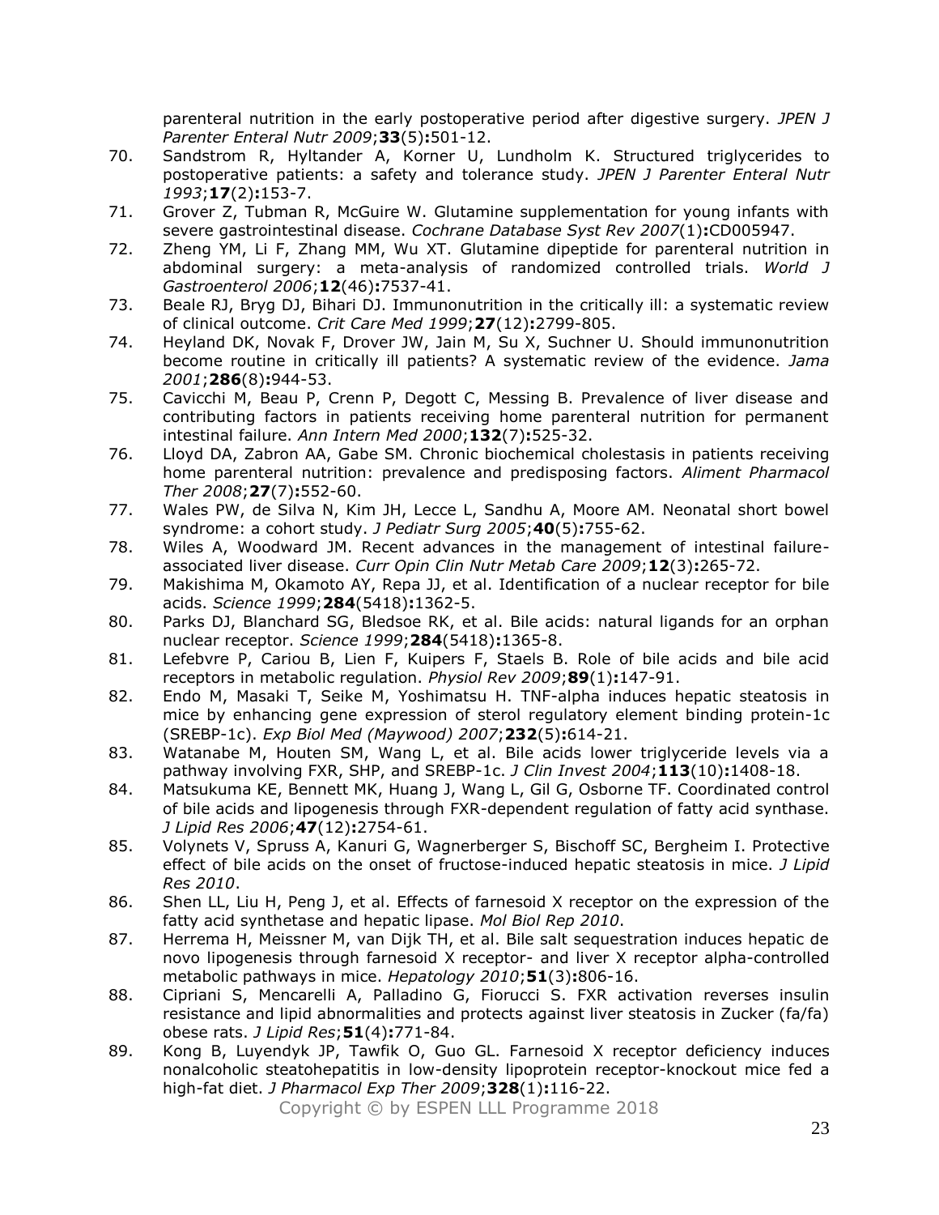parenteral nutrition in the early postoperative period after digestive surgery. *JPEN J Parenter Enteral Nutr 2009*;**33**(5)**:**501-12.

70. Sandstrom R, Hyltander A, Korner U, Lundholm K. Structured triglycerides to postoperative patients: a safety and tolerance study. *JPEN J Parenter Enteral Nutr 1993*;**17**(2)**:**153-7.
71. Grover Z, Tubman R, McGuire W. Glutamine supplementation for young infants with severe gastrointestinal disease. *Cochrane Database Syst Rev 2007*(1)**:**CD005947.
72. Zheng YM, Li F, Zhang MM, Wu XT. Glutamine dipeptide for parenteral nutrition in abdominal surgery: a meta-analysis of randomized controlled trials. *World J Gastroenterol 2006*;**12**(46)**:**7537-41.
73. Beale RJ, Bryg DJ, Bihari DJ. Immunonutrition in the critically ill: a systematic review of clinical outcome. *Crit Care Med 1999*;**27**(12)**:**2799-805.
74. Heyland DK, Novak F, Drover JW, Jain M, Su X, Suchner U. Should immunonutrition become routine in critically ill patients? A systematic review of the evidence. *Jama 2001*;**286**(8)**:**944-53.
75. Cavicchi M, Beau P, Crenn P, Degott C, Messing B. Prevalence of liver disease and contributing factors in patients receiving home parenteral nutrition for permanent intestinal failure. *Ann Intern Med 2000*;**132**(7)**:**525-32.
76. Lloyd DA, Zabron AA, Gabe SM. Chronic biochemical cholestasis in patients receiving home parenteral nutrition: prevalence and predisposing factors. *Aliment Pharmacol Ther 2008*;**27**(7)**:**552-60.
77. Wales PW, de Silva N, Kim JH, Lecce L, Sandhu A, Moore AM. Neonatal short bowel syndrome: a cohort study. *J Pediatr Surg 2005*;**40**(5)**:**755-62.
78. Wiles A, Woodward JM. Recent advances in the management of intestinal failure-associated liver disease. *Curr Opin Clin Nutr Metab Care 2009*;**12**(3)**:**265-72.
79. Makishima M, Okamoto AY, Repa JJ, et al. Identification of a nuclear receptor for bile acids. *Science 1999*;**284**(5418)**:**1362-5.
80. Parks DJ, Blanchard SG, Bledsoe RK, et al. Bile acids: natural ligands for an orphan nuclear receptor. *Science 1999*;**284**(5418)**:**1365-8.
81. Lefebvre P, Cariou B, Lien F, Kuipers F, Staels B. Role of bile acids and bile acid receptors in metabolic regulation. *Physiol Rev 2009*;**89**(1)**:**147-91.
82. Endo M, Masaki T, Seike M, Yoshimatsu H. TNF-alpha induces hepatic steatosis in mice by enhancing gene expression of sterol regulatory element binding protein-1c (SREBP-1c). *Exp Biol Med (Maywood) 2007*;**232**(5)**:**614-21.
83. Watanabe M, Houten SM, Wang L, et al. Bile acids lower triglyceride levels via a pathway involving FXR, SHP, and SREBP-1c. *J Clin Invest 2004*;**113**(10)**:**1408-18.
84. Matsukuma KE, Bennett MK, Huang J, Wang L, Gil G, Osborne TF. Coordinated control of bile acids and lipogenesis through FXR-dependent regulation of fatty acid synthase. *J Lipid Res 2006*;**47**(12)**:**2754-61.
85. Volynets V, Spruss A, Kanuri G, Wagnerberger S, Bischoff SC, Bergheim I. Protective effect of bile acids on the onset of fructose-induced hepatic steatosis in mice. *J Lipid Res 2010*.
86. Shen LL, Liu H, Peng J, et al. Effects of farnesoid X receptor on the expression of the fatty acid synthetase and hepatic lipase. *Mol Biol Rep 2010*.
87. Herrema H, Meissner M, van Dijk TH, et al. Bile salt sequestration induces hepatic de novo lipogenesis through farnesoid X receptor- and liver X receptor alpha-controlled metabolic pathways in mice. *Hepatology 2010*;**51**(3)**:**806-16.
88. Cipriani S, Mencarelli A, Palladino G, Fiorucci S. FXR activation reverses insulin resistance and lipid abnormalities and protects against liver steatosis in Zucker (fa/fa) obese rats. *J Lipid Res*;**51**(4)**:**771-84.
89. Kong B, Luyendyk JP, Tawfik O, Guo GL. Farnesoid X receptor deficiency induces nonalcoholic steatohepatitis in low-density lipoprotein receptor-knockout mice fed a high-fat diet. *J Pharmacol Exp Ther 2009*;**328**(1)**:**116-22.

Copyright © by ESPEN LLL Programme 2018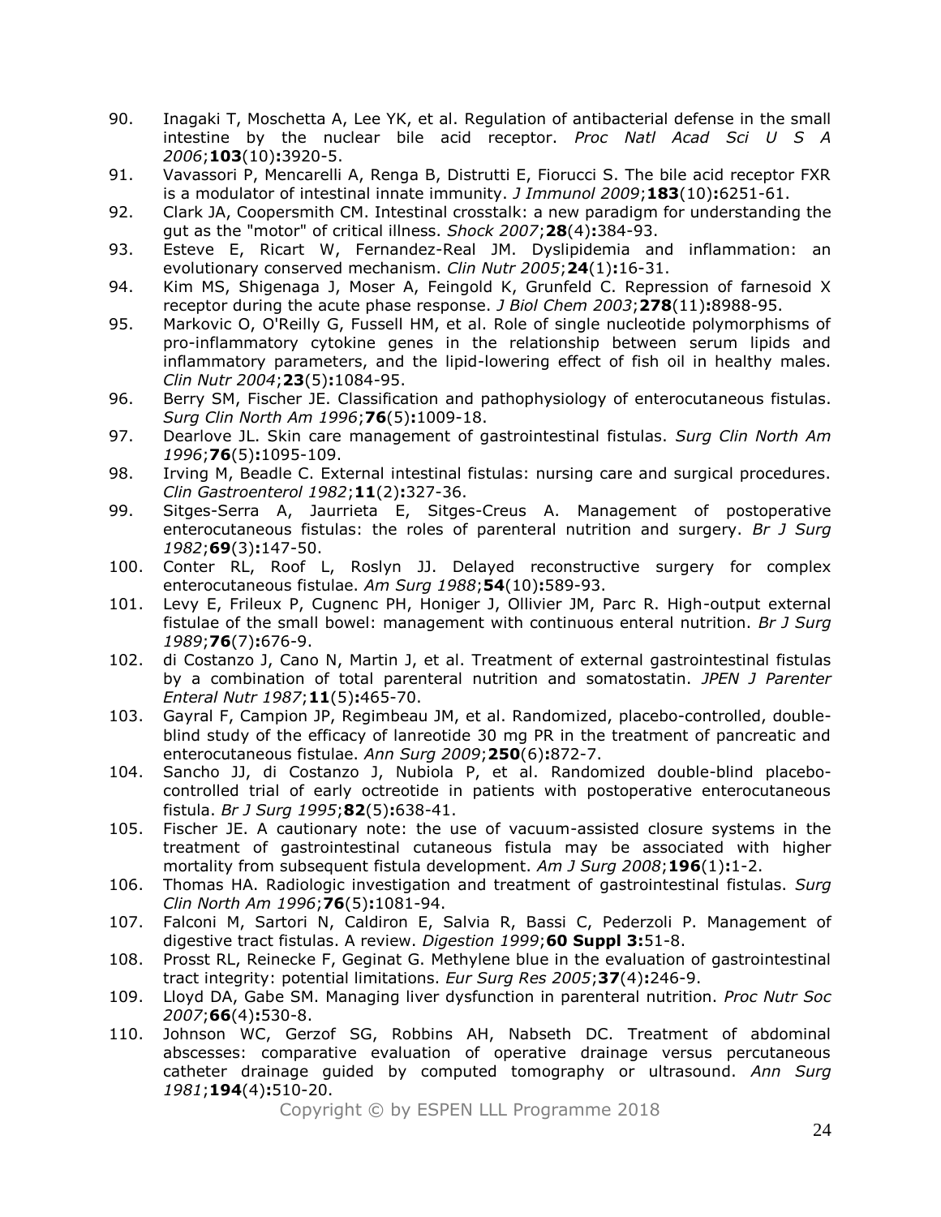90. Inagaki T, Moschetta A, Lee YK, et al. Regulation of antibacterial defense in the small intestine by the nuclear bile acid receptor. *Proc Natl Acad Sci U S A 2006*;**103**(10)**:**3920-5.
91. Vavassori P, Mencarelli A, Renga B, Distrutti E, Fiorucci S. The bile acid receptor FXR is a modulator of intestinal innate immunity. *J Immunol 2009*;**183**(10)**:**6251-61.
92. Clark JA, Coopersmith CM. Intestinal crosstalk: a new paradigm for understanding the gut as the "motor" of critical illness. *Shock 2007*;**28**(4)**:**384-93.
93. Esteve E, Ricart W, Fernandez-Real JM. Dyslipidemia and inflammation: an evolutionary conserved mechanism. *Clin Nutr 2005*;**24**(1)**:**16-31.
94. Kim MS, Shigenaga J, Moser A, Feingold K, Grunfeld C. Repression of farnesoid X receptor during the acute phase response. *J Biol Chem 2003*;**278**(11)**:**8988-95.
95. Markovic O, O'Reilly G, Fussell HM, et al. Role of single nucleotide polymorphisms of pro-inflammatory cytokine genes in the relationship between serum lipids and inflammatory parameters, and the lipid-lowering effect of fish oil in healthy males. *Clin Nutr 2004*;**23**(5)**:**1084-95.
96. Berry SM, Fischer JE. Classification and pathophysiology of enterocutaneous fistulas. *Surg Clin North Am 1996*;**76**(5)**:**1009-18.
97. Dearlove JL. Skin care management of gastrointestinal fistulas. *Surg Clin North Am 1996*;**76**(5)**:**1095-109.
98. Irving M, Beadle C. External intestinal fistulas: nursing care and surgical procedures. *Clin Gastroenterol 1982*;**11**(2)**:**327-36.
99. Sitges-Serra A, Jaurrieta E, Sitges-Creus A. Management of postoperative enterocutaneous fistulas: the roles of parenteral nutrition and surgery. *Br J Surg 1982*;**69**(3)**:**147-50.
100. Conter RL, Roof L, Roslyn JJ. Delayed reconstructive surgery for complex enterocutaneous fistulae. *Am Surg 1988*;**54**(10)**:**589-93.
101. Levy E, Frileux P, Cugnenc PH, Honiger J, Ollivier JM, Parc R. High-output external fistulae of the small bowel: management with continuous enteral nutrition. *Br J Surg 1989*;**76**(7)**:**676-9.
102. di Costanzo J, Cano N, Martin J, et al. Treatment of external gastrointestinal fistulas by a combination of total parenteral nutrition and somatostatin. *JPEN J Parenter Enteral Nutr 1987*;**11**(5)**:**465-70.
103. Gayral F, Campion JP, Regimbeau JM, et al. Randomized, placebo-controlled, double-blind study of the efficacy of lanreotide 30 mg PR in the treatment of pancreatic and enterocutaneous fistulae. *Ann Surg 2009*;**250**(6)**:**872-7.
104. Sancho JJ, di Costanzo J, Nubiola P, et al. Randomized double-blind placebo-controlled trial of early octreotide in patients with postoperative enterocutaneous fistula. *Br J Surg 1995*;**82**(5)**:**638-41.
105. Fischer JE. A cautionary note: the use of vacuum-assisted closure systems in the treatment of gastrointestinal cutaneous fistula may be associated with higher mortality from subsequent fistula development. *Am J Surg 2008*;**196**(1)**:**1-2.
106. Thomas HA. Radiologic investigation and treatment of gastrointestinal fistulas. *Surg Clin North Am 1996*;**76**(5)**:**1081-94.
107. Falconi M, Sartori N, Caldiron E, Salvia R, Bassi C, Pederzoli P. Management of digestive tract fistulas. A review. *Digestion 1999*;**60 Suppl 3:**51-8.
108. Prosst RL, Reinecke F, Geginat G. Methylene blue in the evaluation of gastrointestinal tract integrity: potential limitations. *Eur Surg Res 2005*;**37**(4)**:**246-9.
109. Lloyd DA, Gabe SM. Managing liver dysfunction in parenteral nutrition. *Proc Nutr Soc 2007*;**66**(4)**:**530-8.
110. Johnson WC, Gerzof SG, Robbins AH, Nabseth DC. Treatment of abdominal abscesses: comparative evaluation of operative drainage versus percutaneous catheter drainage guided by computed tomography or ultrasound. *Ann Surg 1981*;**194**(4)**:**510-20.

Copyright © by ESPEN LLL Programme 2018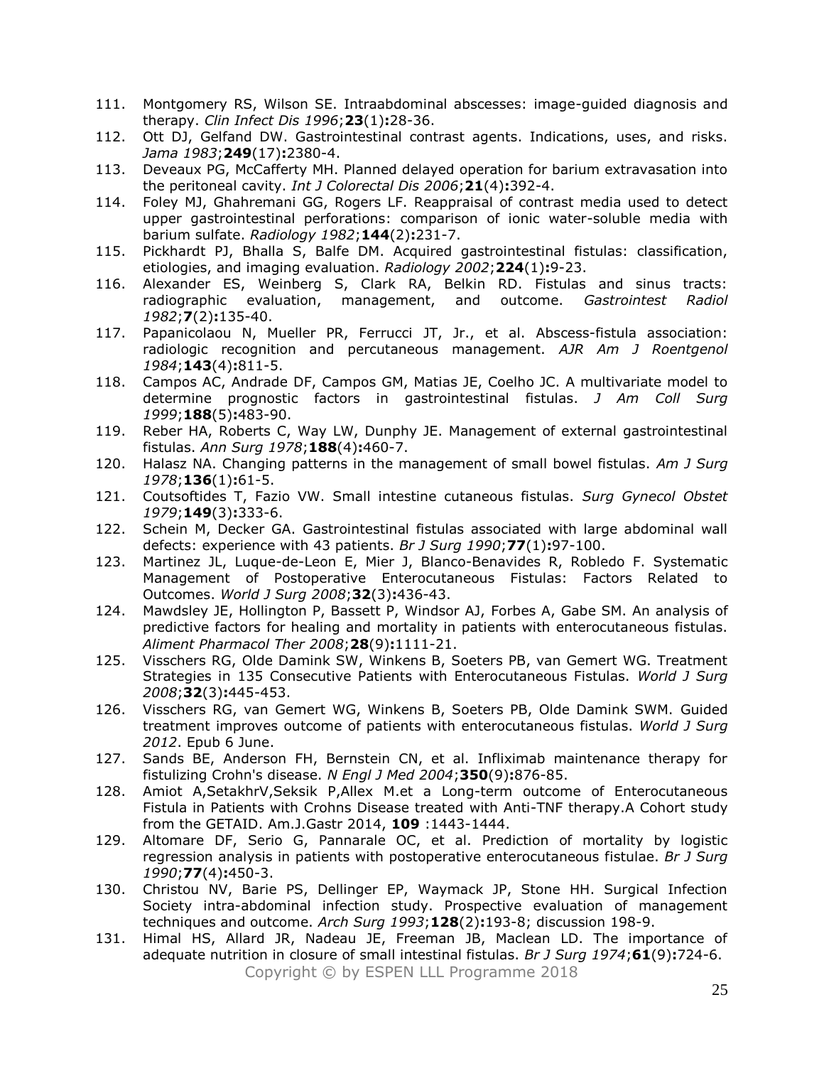111. Montgomery RS, Wilson SE. Intraabdominal abscesses: image-guided diagnosis and therapy. *Clin Infect Dis 1996*;**23**(1)**:**28-36.
112. Ott DJ, Gelfand DW. Gastrointestinal contrast agents. Indications, uses, and risks. *Jama 1983*;**249**(17)**:**2380-4.
113. Deveaux PG, McCafferty MH. Planned delayed operation for barium extravasation into the peritoneal cavity. *Int J Colorectal Dis 2006*;**21**(4)**:**392-4.
114. Foley MJ, Ghahremani GG, Rogers LF. Reappraisal of contrast media used to detect upper gastrointestinal perforations: comparison of ionic water-soluble media with barium sulfate. *Radiology 1982*;**144**(2)**:**231-7.
115. Pickhardt PJ, Bhalla S, Balfe DM. Acquired gastrointestinal fistulas: classification, etiologies, and imaging evaluation. *Radiology 2002*;**224**(1)**:**9-23.
116. Alexander ES, Weinberg S, Clark RA, Belkin RD. Fistulas and sinus tracts: radiographic evaluation, management, and outcome. *Gastrointest Radiol 1982*;**7**(2)**:**135-40.
117. Papanicolaou N, Mueller PR, Ferrucci JT, Jr., et al. Abscess-fistula association: radiologic recognition and percutaneous management. *AJR Am J Roentgenol 1984*;**143**(4)**:**811-5.
118. Campos AC, Andrade DF, Campos GM, Matias JE, Coelho JC. A multivariate model to determine prognostic factors in gastrointestinal fistulas. *J Am Coll Surg 1999*;**188**(5)**:**483-90.
119. Reber HA, Roberts C, Way LW, Dunphy JE. Management of external gastrointestinal fistulas. *Ann Surg 1978*;**188**(4)**:**460-7.
120. Halasz NA. Changing patterns in the management of small bowel fistulas. *Am J Surg 1978*;**136**(1)**:**61-5.
121. Coutsoftides T, Fazio VW. Small intestine cutaneous fistulas. *Surg Gynecol Obstet 1979*;**149**(3)**:**333-6.
122. Schein M, Decker GA. Gastrointestinal fistulas associated with large abdominal wall defects: experience with 43 patients. *Br J Surg 1990*;**77**(1)**:**97-100.
123. Martinez JL, Luque-de-Leon E, Mier J, Blanco-Benavides R, Robledo F. Systematic Management of Postoperative Enterocutaneous Fistulas: Factors Related to Outcomes. *World J Surg 2008*;**32**(3)**:**436-43.
124. Mawdsley JE, Hollington P, Bassett P, Windsor AJ, Forbes A, Gabe SM. An analysis of predictive factors for healing and mortality in patients with enterocutaneous fistulas. *Aliment Pharmacol Ther 2008*;**28**(9)**:**1111-21.
125. Visschers RG, Olde Damink SW, Winkens B, Soeters PB, van Gemert WG. Treatment Strategies in 135 Consecutive Patients with Enterocutaneous Fistulas. *World J Surg 2008*;**32**(3)**:**445-453.
126. Visschers RG, van Gemert WG, Winkens B, Soeters PB, Olde Damink SWM. Guided treatment improves outcome of patients with enterocutaneous fistulas. *World J Surg 2012*. Epub 6 June.
127. Sands BE, Anderson FH, Bernstein CN, et al. Infliximab maintenance therapy for fistulizing Crohn's disease. *N Engl J Med 2004*;**350**(9)**:**876-85.
128. Amiot A,SetakhrV,Seksik P,Allex M.et a Long-term outcome of Enterocutaneous Fistula in Patients with Crohns Disease treated with Anti-TNF therapy.A Cohort study from the GETAID. Am.J.Gastr 2014, **109** :1443-1444.
129. Altomare DF, Serio G, Pannarale OC, et al. Prediction of mortality by logistic regression analysis in patients with postoperative enterocutaneous fistulae. *Br J Surg 1990*;**77**(4)**:**450-3.
130. Christou NV, Barie PS, Dellinger EP, Waymack JP, Stone HH. Surgical Infection Society intra-abdominal infection study. Prospective evaluation of management techniques and outcome. *Arch Surg 1993*;**128**(2)**:**193-8; discussion 198-9.
131. Himal HS, Allard JR, Nadeau JE, Freeman JB, Maclean LD. The importance of adequate nutrition in closure of small intestinal fistulas. *Br J Surg 1974*;**61**(9)**:**724-6.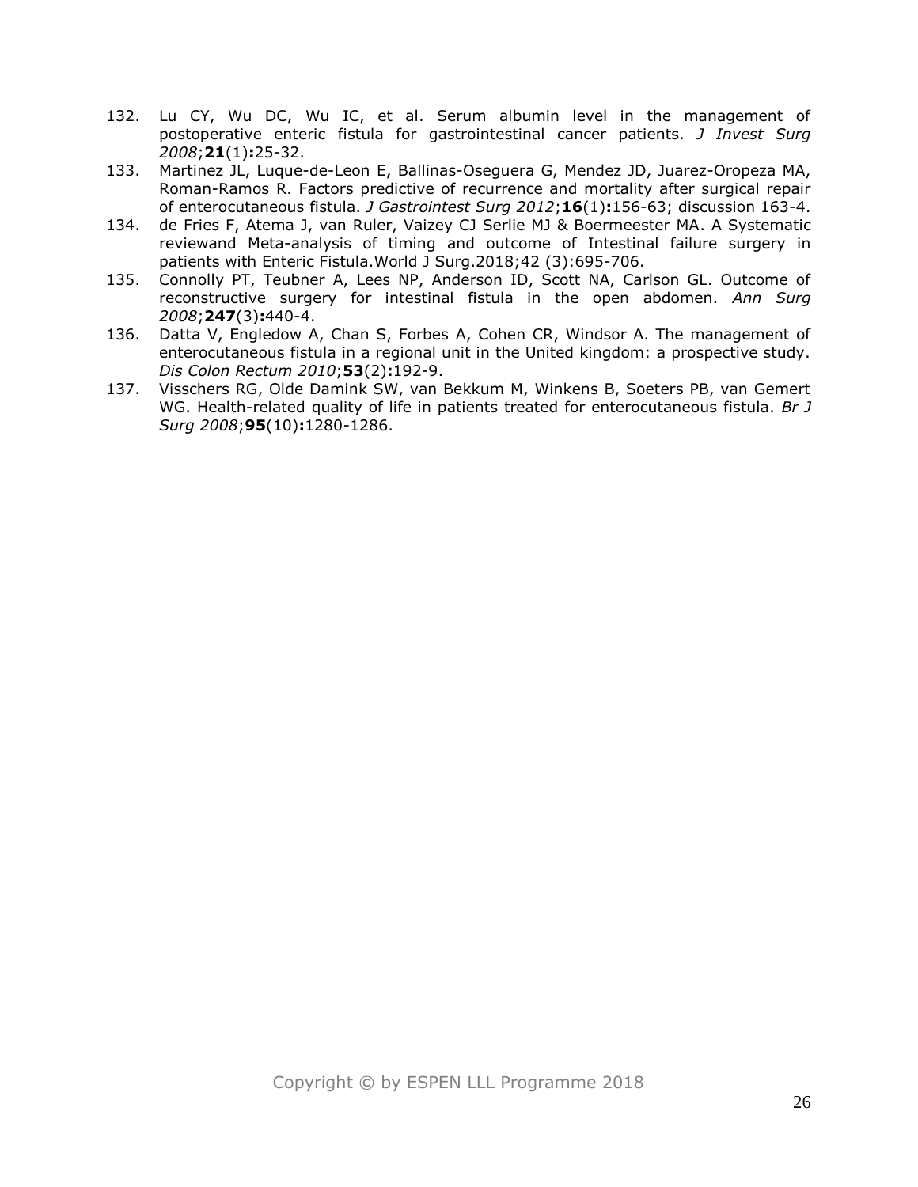132. Lu CY, Wu DC, Wu IC, et al. Serum albumin level in the management of postoperative enteric fistula for gastrointestinal cancer patients. *J Invest Surg 2008*;**21**(1)**:**25-32.
133. Martinez JL, Luque-de-Leon E, Ballinas-Oseguera G, Mendez JD, Juarez-Oropeza MA, Roman-Ramos R. Factors predictive of recurrence and mortality after surgical repair of enterocutaneous fistula. *J Gastrointest Surg 2012*;**16**(1)**:**156-63; discussion 163-4.
134. de Fries F, Atema J, van Ruler, Vaizey CJ Serlie MJ & Boermeester MA. A Systematic reviewand Meta-analysis of timing and outcome of Intestinal failure surgery in patients with Enteric Fistula.World J Surg.2018;42 (3):695-706.
135. Connolly PT, Teubner A, Lees NP, Anderson ID, Scott NA, Carlson GL. Outcome of reconstructive surgery for intestinal fistula in the open abdomen. *Ann Surg 2008*;**247**(3)**:**440-4.
136. Datta V, Engledow A, Chan S, Forbes A, Cohen CR, Windsor A. The management of enterocutaneous fistula in a regional unit in the United kingdom: a prospective study. *Dis Colon Rectum 2010*;**53**(2)**:**192-9.
137. Visschers RG, Olde Damink SW, van Bekkum M, Winkens B, Soeters PB, van Gemert WG. Health-related quality of life in patients treated for enterocutaneous fistula. *Br J Surg 2008*;**95**(10)**:**1280-1286.

Copyright © by ESPEN LLL Programme 2018